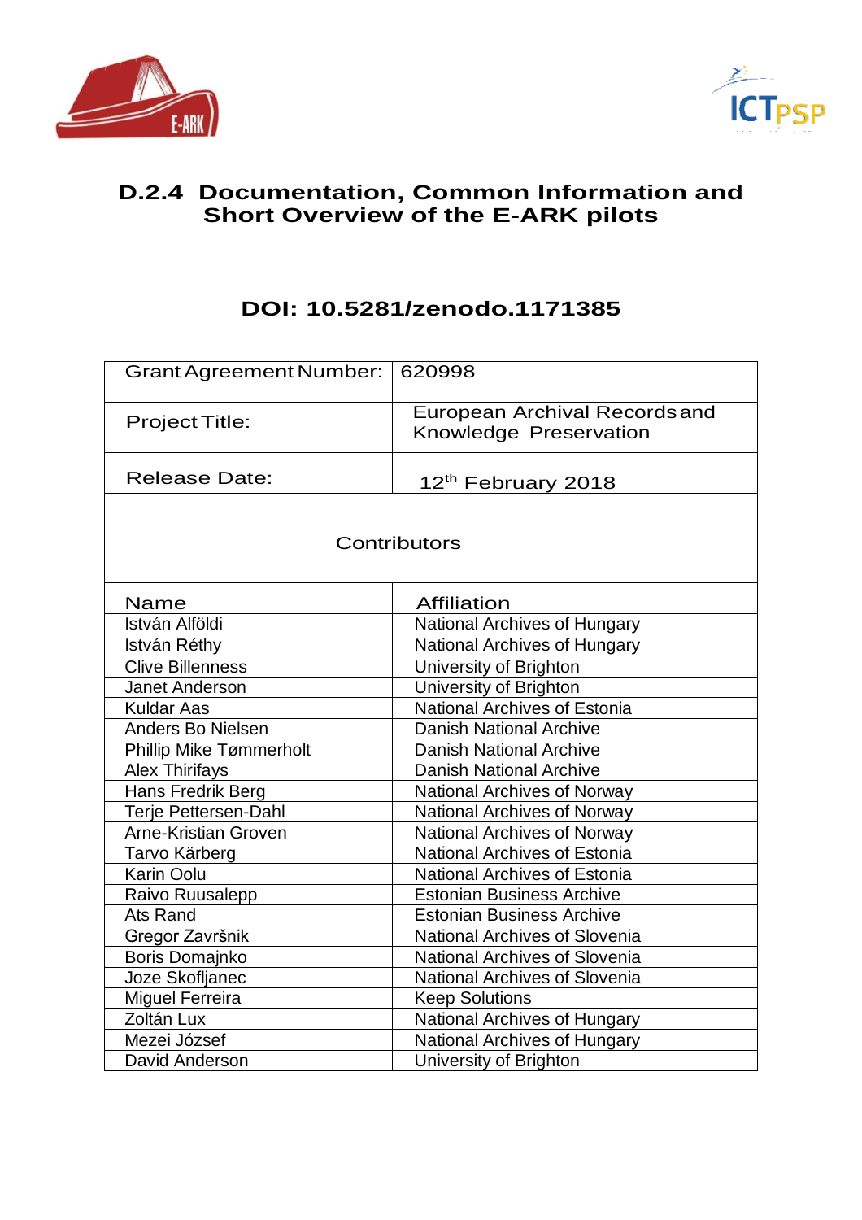# D.2.4 Documentation, Common Information and Short Overview of the E-ARK pilots

## DOI: 10.5281/zenodo.1171385

| Grant Agreement Number: | 620998 |
|---|---|
| Project Title: | European Archival Records and Knowledge Preservation |
| Release Date: | 12th February 2018 |
| Contributors | |
| Name | Affiliation |
| István Alföldi | National Archives of Hungary |
| István Réthy | National Archives of Hungary |
| Clive Billenness | University of Brighton |
| Janet Anderson | University of Brighton |
| Kuldar Aas | National Archives of Estonia |
| Anders Bo Nielsen | Danish National Archive |
| Phillip Mike Tømmerholt | Danish National Archive |
| Alex Thirifays | Danish National Archive |
| Hans Fredrik Berg | National Archives of Norway |
| Terje Pettersen-Dahl | National Archives of Norway |
| Arne-Kristian Groven | National Archives of Norway |
| Tarvo Kärberg | National Archives of Estonia |
| Karin Oolu | National Archives of Estonia |
| Raivo Ruusalepp | Estonian Business Archive |
| Ats Rand | Estonian Business Archive |
| Gregor Završnik | National Archives of Slovenia |
| Boris Domajnko | National Archives of Slovenia |
| Joze Skofljanec | National Archives of Slovenia |
| Miguel Ferreira | Keep Solutions |
| Zoltán Lux | National Archives of Hungary |
| Mezei József | National Archives of Hungary |
| David Anderson | University of Brighton |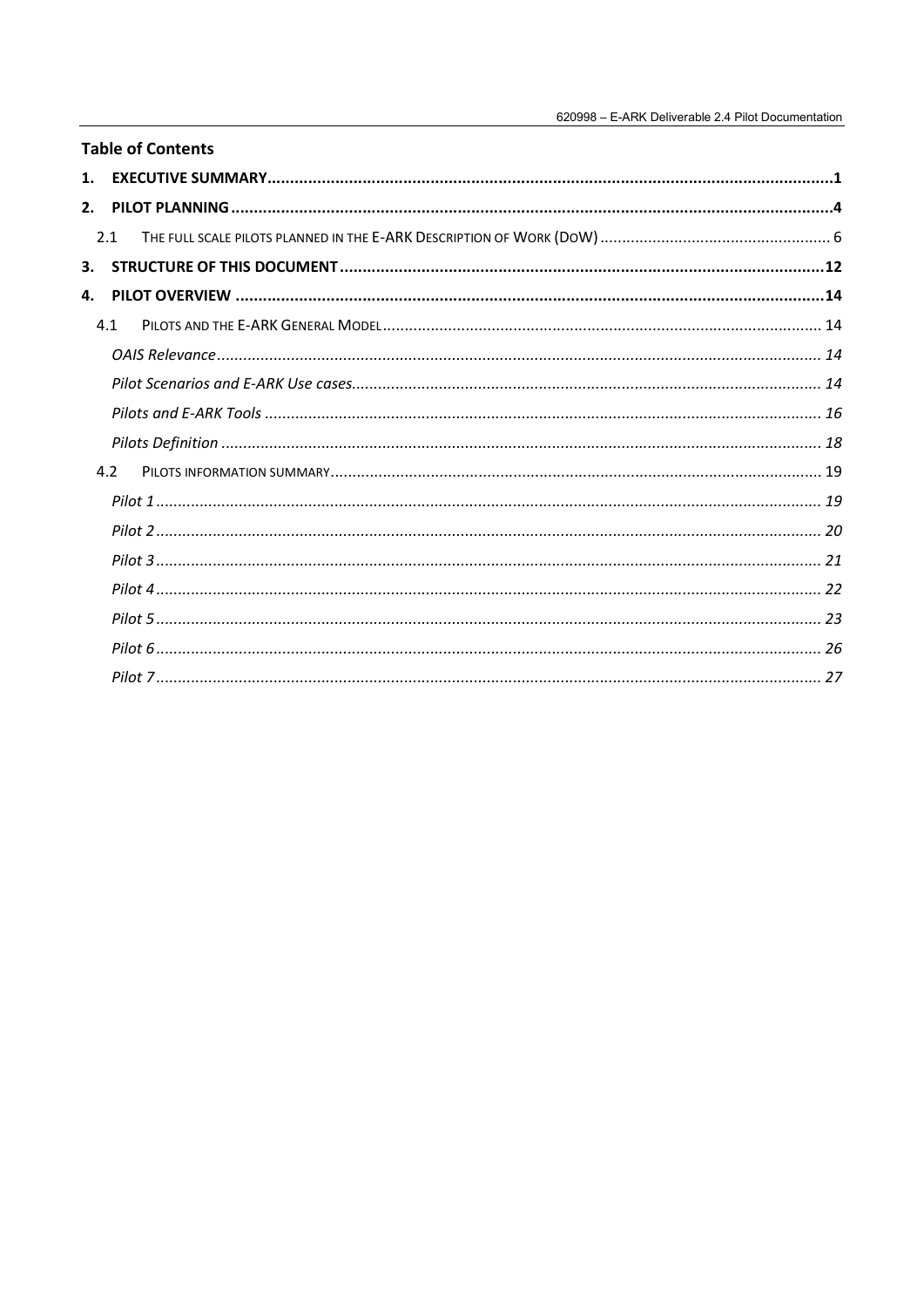## Table of Contents

1. **EXECUTIVE SUMMARY** ........ 1
2. **PILOT PLANNING** ........ 4
   - 2.1 THE FULL SCALE PILOTS PLANNED IN THE E-ARK DESCRIPTION OF WORK (DOW) ........ 6
3. **STRUCTURE OF THIS DOCUMENT** ........ 12
4. **PILOT OVERVIEW** ........ 14
   - 4.1 PILOTS AND THE E-ARK GENERAL MODEL ........ 14
     - *OAIS Relevance* ........ 14
     - *Pilot Scenarios and E-ARK Use cases* ........ 14
     - *Pilots and E-ARK Tools* ........ 16
     - *Pilots Definition* ........ 18
   - 4.2 PILOTS INFORMATION SUMMARY ........ 19
     - *Pilot 1* ........ 19
     - *Pilot 2* ........ 20
     - *Pilot 3* ........ 21
     - *Pilot 4* ........ 22
     - *Pilot 5* ........ 23
     - *Pilot 6* ........ 26
     - *Pilot 7* ........ 27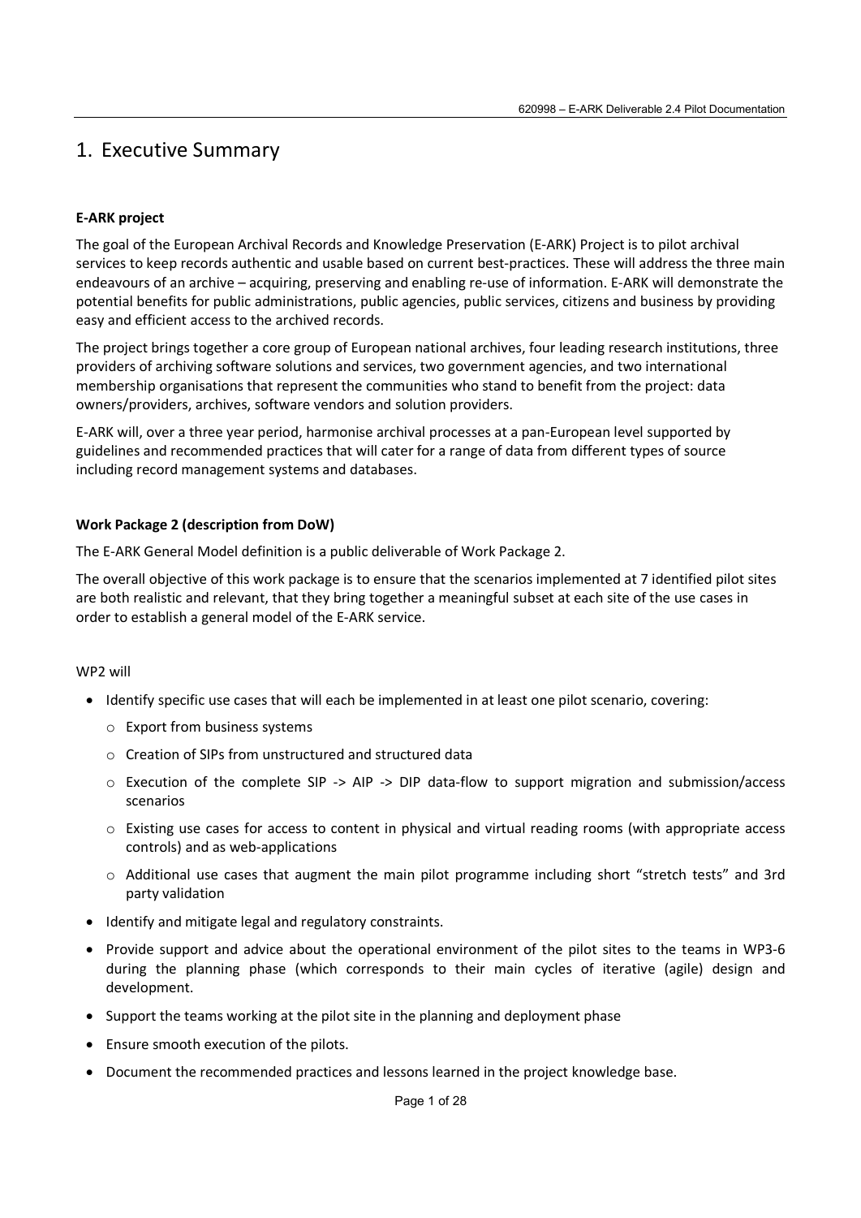# 1. Executive Summary

**E-ARK project**

The goal of the European Archival Records and Knowledge Preservation (E-ARK) Project is to pilot archival services to keep records authentic and usable based on current best-practices. These will address the three main endeavours of an archive – acquiring, preserving and enabling re-use of information. E-ARK will demonstrate the potential benefits for public administrations, public agencies, public services, citizens and business by providing easy and efficient access to the archived records.

The project brings together a core group of European national archives, four leading research institutions, three providers of archiving software solutions and services, two government agencies, and two international membership organisations that represent the communities who stand to benefit from the project: data owners/providers, archives, software vendors and solution providers.

E-ARK will, over a three year period, harmonise archival processes at a pan-European level supported by guidelines and recommended practices that will cater for a range of data from different types of source including record management systems and databases.

**Work Package 2 (description from DoW)**

The E-ARK General Model definition is a public deliverable of Work Package 2.

The overall objective of this work package is to ensure that the scenarios implemented at 7 identified pilot sites are both realistic and relevant, that they bring together a meaningful subset at each site of the use cases in order to establish a general model of the E-ARK service.

WP2 will

- Identify specific use cases that will each be implemented in at least one pilot scenario, covering:
  - Export from business systems
  - Creation of SIPs from unstructured and structured data
  - Execution of the complete SIP -> AIP -> DIP data-flow to support migration and submission/access scenarios
  - Existing use cases for access to content in physical and virtual reading rooms (with appropriate access controls) and as web-applications
  - Additional use cases that augment the main pilot programme including short "stretch tests" and 3rd party validation
- Identify and mitigate legal and regulatory constraints.
- Provide support and advice about the operational environment of the pilot sites to the teams in WP3-6 during the planning phase (which corresponds to their main cycles of iterative (agile) design and development.
- Support the teams working at the pilot site in the planning and deployment phase
- Ensure smooth execution of the pilots.
- Document the recommended practices and lessons learned in the project knowledge base.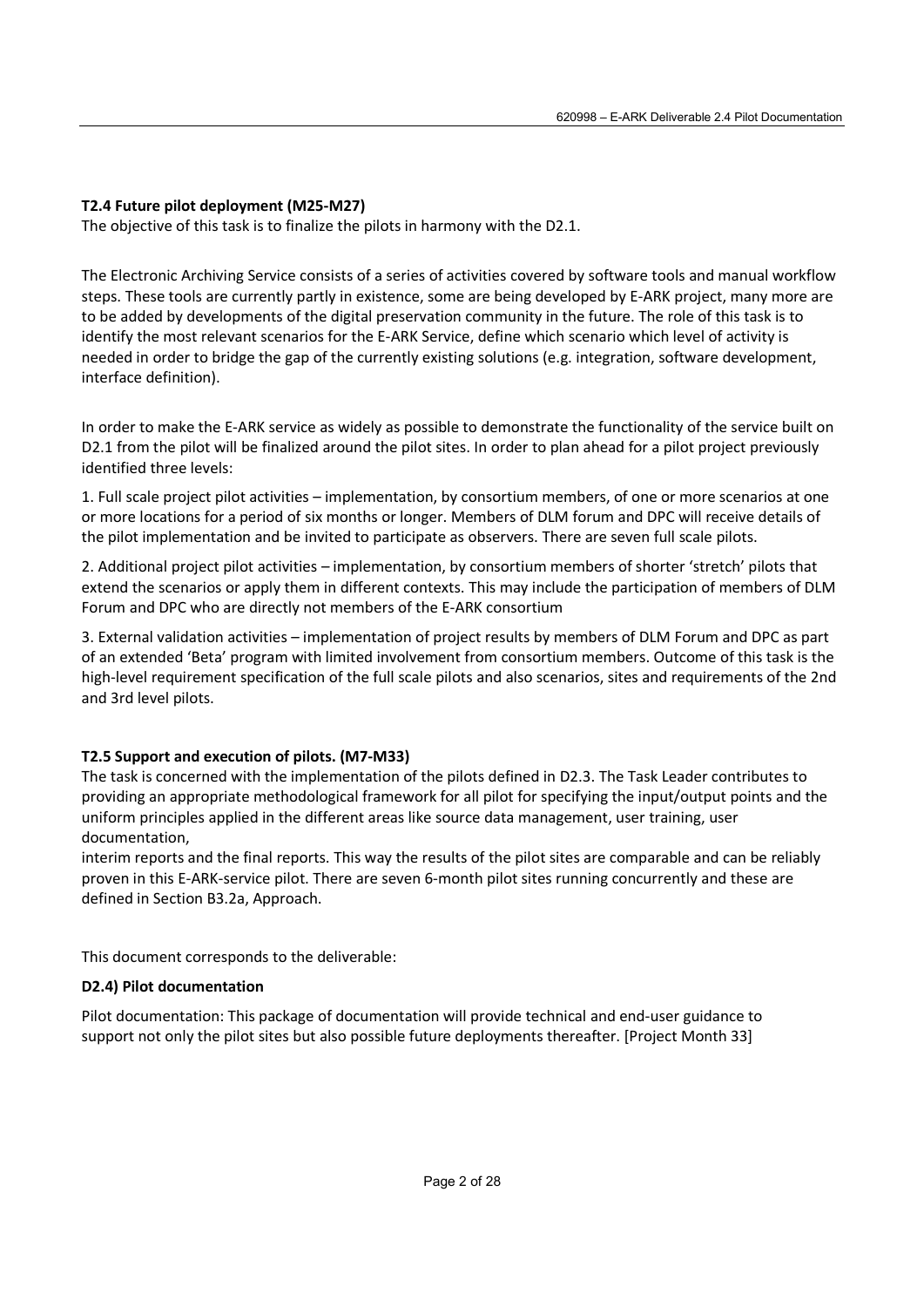**T2.4 Future pilot deployment (M25-M27)**
The objective of this task is to finalize the pilots in harmony with the D2.1.

The Electronic Archiving Service consists of a series of activities covered by software tools and manual workflow steps. These tools are currently partly in existence, some are being developed by E-ARK project, many more are to be added by developments of the digital preservation community in the future. The role of this task is to identify the most relevant scenarios for the E-ARK Service, define which scenario which level of activity is needed in order to bridge the gap of the currently existing solutions (e.g. integration, software development, interface definition).

In order to make the E-ARK service as widely as possible to demonstrate the functionality of the service built on D2.1 from the pilot will be finalized around the pilot sites. In order to plan ahead for a pilot project previously identified three levels:

1. Full scale project pilot activities – implementation, by consortium members, of one or more scenarios at one or more locations for a period of six months or longer. Members of DLM forum and DPC will receive details of the pilot implementation and be invited to participate as observers. There are seven full scale pilots.

2. Additional project pilot activities – implementation, by consortium members of shorter 'stretch' pilots that extend the scenarios or apply them in different contexts. This may include the participation of members of DLM Forum and DPC who are directly not members of the E-ARK consortium

3. External validation activities – implementation of project results by members of DLM Forum and DPC as part of an extended 'Beta' program with limited involvement from consortium members. Outcome of this task is the high-level requirement specification of the full scale pilots and also scenarios, sites and requirements of the 2nd and 3rd level pilots.

**T2.5 Support and execution of pilots. (M7-M33)**
The task is concerned with the implementation of the pilots defined in D2.3. The Task Leader contributes to providing an appropriate methodological framework for all pilot for specifying the input/output points and the uniform principles applied in the different areas like source data management, user training, user documentation,
interim reports and the final reports. This way the results of the pilot sites are comparable and can be reliably proven in this E-ARK-service pilot. There are seven 6-month pilot sites running concurrently and these are defined in Section B3.2a, Approach.

This document corresponds to the deliverable:

**D2.4) Pilot documentation**

Pilot documentation: This package of documentation will provide technical and end-user guidance to support not only the pilot sites but also possible future deployments thereafter. [Project Month 33]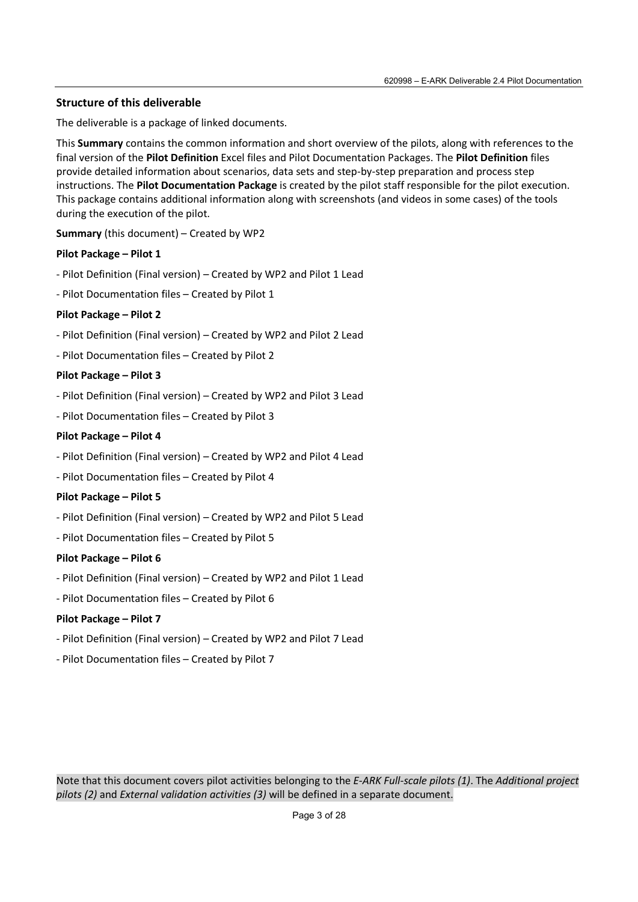## Structure of this deliverable

The deliverable is a package of linked documents.

This **Summary** contains the common information and short overview of the pilots, along with references to the final version of the **Pilot Definition** Excel files and Pilot Documentation Packages. The **Pilot Definition** files provide detailed information about scenarios, data sets and step-by-step preparation and process step instructions. The **Pilot Documentation Package** is created by the pilot staff responsible for the pilot execution. This package contains additional information along with screenshots (and videos in some cases) of the tools during the execution of the pilot.

**Summary** (this document) – Created by WP2

**Pilot Package – Pilot 1**

- Pilot Definition (Final version) – Created by WP2 and Pilot 1 Lead
- Pilot Documentation files – Created by Pilot 1

**Pilot Package – Pilot 2**

- Pilot Definition (Final version) – Created by WP2 and Pilot 2 Lead
- Pilot Documentation files – Created by Pilot 2

**Pilot Package – Pilot 3**

- Pilot Definition (Final version) – Created by WP2 and Pilot 3 Lead
- Pilot Documentation files – Created by Pilot 3

**Pilot Package – Pilot 4**

- Pilot Definition (Final version) – Created by WP2 and Pilot 4 Lead
- Pilot Documentation files – Created by Pilot 4

**Pilot Package – Pilot 5**

- Pilot Definition (Final version) – Created by WP2 and Pilot 5 Lead
- Pilot Documentation files – Created by Pilot 5

**Pilot Package – Pilot 6**

- Pilot Definition (Final version) – Created by WP2 and Pilot 1 Lead
- Pilot Documentation files – Created by Pilot 6

**Pilot Package – Pilot 7**

- Pilot Definition (Final version) – Created by WP2 and Pilot 7 Lead
- Pilot Documentation files – Created by Pilot 7

Note that this document covers pilot activities belonging to the *E-ARK Full-scale pilots (1)*. The *Additional project pilots (2)* and *External validation activities (3)* will be defined in a separate document.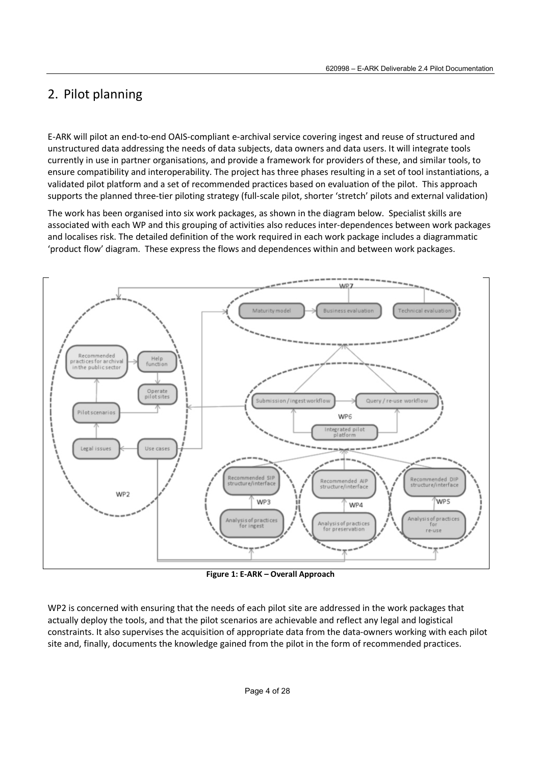## 2. Pilot planning

E-ARK will pilot an end-to-end OAIS-compliant e-archival service covering ingest and reuse of structured and unstructured data addressing the needs of data subjects, data owners and data users. It will integrate tools currently in use in partner organisations, and provide a framework for providers of these, and similar tools, to ensure compatibility and interoperability. The project has three phases resulting in a set of tool instantiations, a validated pilot platform and a set of recommended practices based on evaluation of the pilot. This approach supports the planned three-tier piloting strategy (full-scale pilot, shorter 'stretch' pilots and external validation)

The work has been organised into six work packages, as shown in the diagram below. Specialist skills are associated with each WP and this grouping of activities also reduces inter-dependences between work packages and localises risk. The detailed definition of the work required in each work package includes a diagrammatic 'product flow' diagram. These express the flows and dependences within and between work packages.

**Figure 1: E-ARK – Overall Approach**

WP2 is concerned with ensuring that the needs of each pilot site are addressed in the work packages that actually deploy the tools, and that the pilot scenarios are achievable and reflect any legal and logistical constraints. It also supervises the acquisition of appropriate data from the data-owners working with each pilot site and, finally, documents the knowledge gained from the pilot in the form of recommended practices.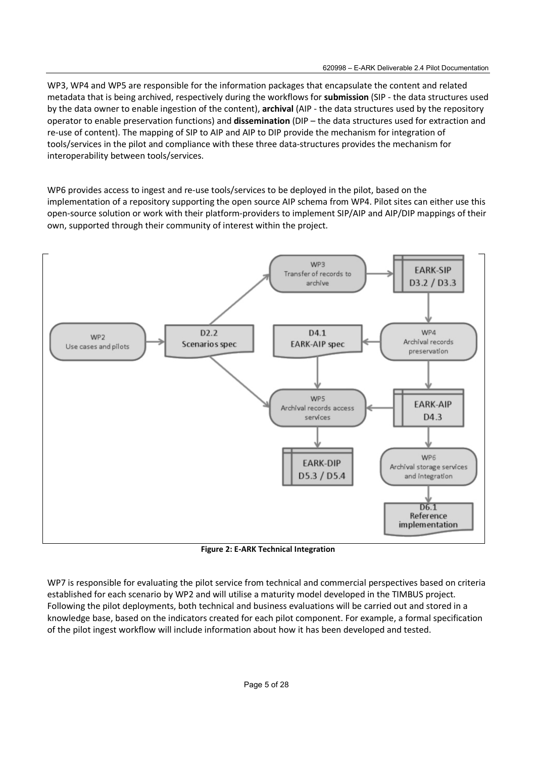WP3, WP4 and WP5 are responsible for the information packages that encapsulate the content and related metadata that is being archived, respectively during the workflows for **submission** (SIP - the data structures used by the data owner to enable ingestion of the content), **archival** (AIP - the data structures used by the repository operator to enable preservation functions) and **dissemination** (DIP – the data structures used for extraction and re-use of content). The mapping of SIP to AIP and AIP to DIP provide the mechanism for integration of tools/services in the pilot and compliance with these three data-structures provides the mechanism for interoperability between tools/services.

WP6 provides access to ingest and re-use tools/services to be deployed in the pilot, based on the implementation of a repository supporting the open source AIP schema from WP4. Pilot sites can either use this open-source solution or work with their platform-providers to implement SIP/AIP and AIP/DIP mappings of their own, supported through their community of interest within the project.

**Figure 2: E-ARK Technical Integration**

WP7 is responsible for evaluating the pilot service from technical and commercial perspectives based on criteria established for each scenario by WP2 and will utilise a maturity model developed in the TIMBUS project. Following the pilot deployments, both technical and business evaluations will be carried out and stored in a knowledge base, based on the indicators created for each pilot component. For example, a formal specification of the pilot ingest workflow will include information about how it has been developed and tested.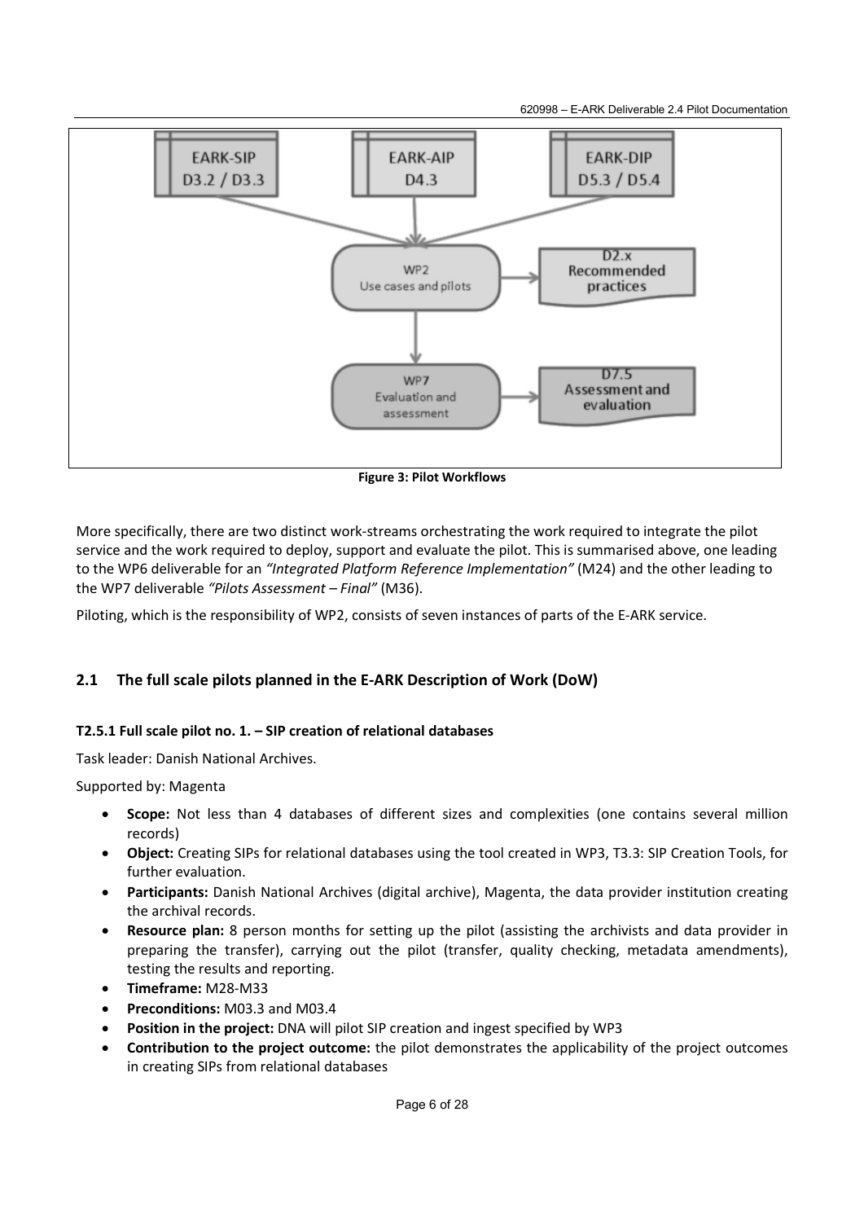Figure 3: Pilot Workflows

More specifically, there are two distinct work-streams orchestrating the work required to integrate the pilot service and the work required to deploy, support and evaluate the pilot. This is summarised above, one leading to the WP6 deliverable for an *"Integrated Platform Reference Implementation"* (M24) and the other leading to the WP7 deliverable *"Pilots Assessment – Final"* (M36).

Piloting, which is the responsibility of WP2, consists of seven instances of parts of the E-ARK service.

## 2.1 The full scale pilots planned in the E-ARK Description of Work (DoW)

#### T2.5.1 Full scale pilot no. 1. – SIP creation of relational databases

Task leader: Danish National Archives.

Supported by: Magenta

- **Scope:** Not less than 4 databases of different sizes and complexities (one contains several million records)
- **Object:** Creating SIPs for relational databases using the tool created in WP3, T3.3: SIP Creation Tools, for further evaluation.
- **Participants:** Danish National Archives (digital archive), Magenta, the data provider institution creating the archival records.
- **Resource plan:** 8 person months for setting up the pilot (assisting the archivists and data provider in preparing the transfer), carrying out the pilot (transfer, quality checking, metadata amendments), testing the results and reporting.
- **Timeframe:** M28-M33
- **Preconditions:** M03.3 and M03.4
- **Position in the project:** DNA will pilot SIP creation and ingest specified by WP3
- **Contribution to the project outcome:** the pilot demonstrates the applicability of the project outcomes in creating SIPs from relational databases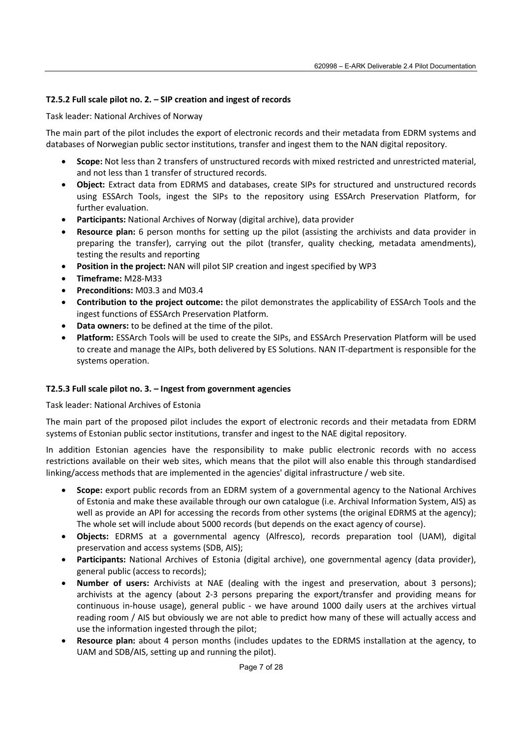### T2.5.2 Full scale pilot no. 2. – SIP creation and ingest of records

Task leader: National Archives of Norway

The main part of the pilot includes the export of electronic records and their metadata from EDRM systems and databases of Norwegian public sector institutions, transfer and ingest them to the NAN digital repository.

- **Scope:** Not less than 2 transfers of unstructured records with mixed restricted and unrestricted material, and not less than 1 transfer of structured records.
- **Object:** Extract data from EDRMS and databases, create SIPs for structured and unstructured records using ESSArch Tools, ingest the SIPs to the repository using ESSArch Preservation Platform, for further evaluation.
- **Participants:** National Archives of Norway (digital archive), data provider
- **Resource plan:** 6 person months for setting up the pilot (assisting the archivists and data provider in preparing the transfer), carrying out the pilot (transfer, quality checking, metadata amendments), testing the results and reporting
- **Position in the project:** NAN will pilot SIP creation and ingest specified by WP3
- **Timeframe:** M28-M33
- **Preconditions:** M03.3 and M03.4
- **Contribution to the project outcome:** the pilot demonstrates the applicability of ESSArch Tools and the ingest functions of ESSArch Preservation Platform.
- **Data owners:** to be defined at the time of the pilot.
- **Platform:** ESSArch Tools will be used to create the SIPs, and ESSArch Preservation Platform will be used to create and manage the AIPs, both delivered by ES Solutions. NAN IT-department is responsible for the systems operation.

### T2.5.3 Full scale pilot no. 3. – Ingest from government agencies

Task leader: National Archives of Estonia

The main part of the proposed pilot includes the export of electronic records and their metadata from EDRM systems of Estonian public sector institutions, transfer and ingest to the NAE digital repository.

In addition Estonian agencies have the responsibility to make public electronic records with no access restrictions available on their web sites, which means that the pilot will also enable this through standardised linking/access methods that are implemented in the agencies' digital infrastructure / web site.

- **Scope:** export public records from an EDRM system of a governmental agency to the National Archives of Estonia and make these available through our own catalogue (i.e. Archival Information System, AIS) as well as provide an API for accessing the records from other systems (the original EDRMS at the agency); The whole set will include about 5000 records (but depends on the exact agency of course).
- **Objects:** EDRMS at a governmental agency (Alfresco), records preparation tool (UAM), digital preservation and access systems (SDB, AIS);
- **Participants:** National Archives of Estonia (digital archive), one governmental agency (data provider), general public (access to records);
- **Number of users:** Archivists at NAE (dealing with the ingest and preservation, about 3 persons); archivists at the agency (about 2-3 persons preparing the export/transfer and providing means for continuous in-house usage), general public - we have around 1000 daily users at the archives virtual reading room / AIS but obviously we are not able to predict how many of these will actually access and use the information ingested through the pilot;
- **Resource plan:** about 4 person months (includes updates to the EDRMS installation at the agency, to UAM and SDB/AIS, setting up and running the pilot).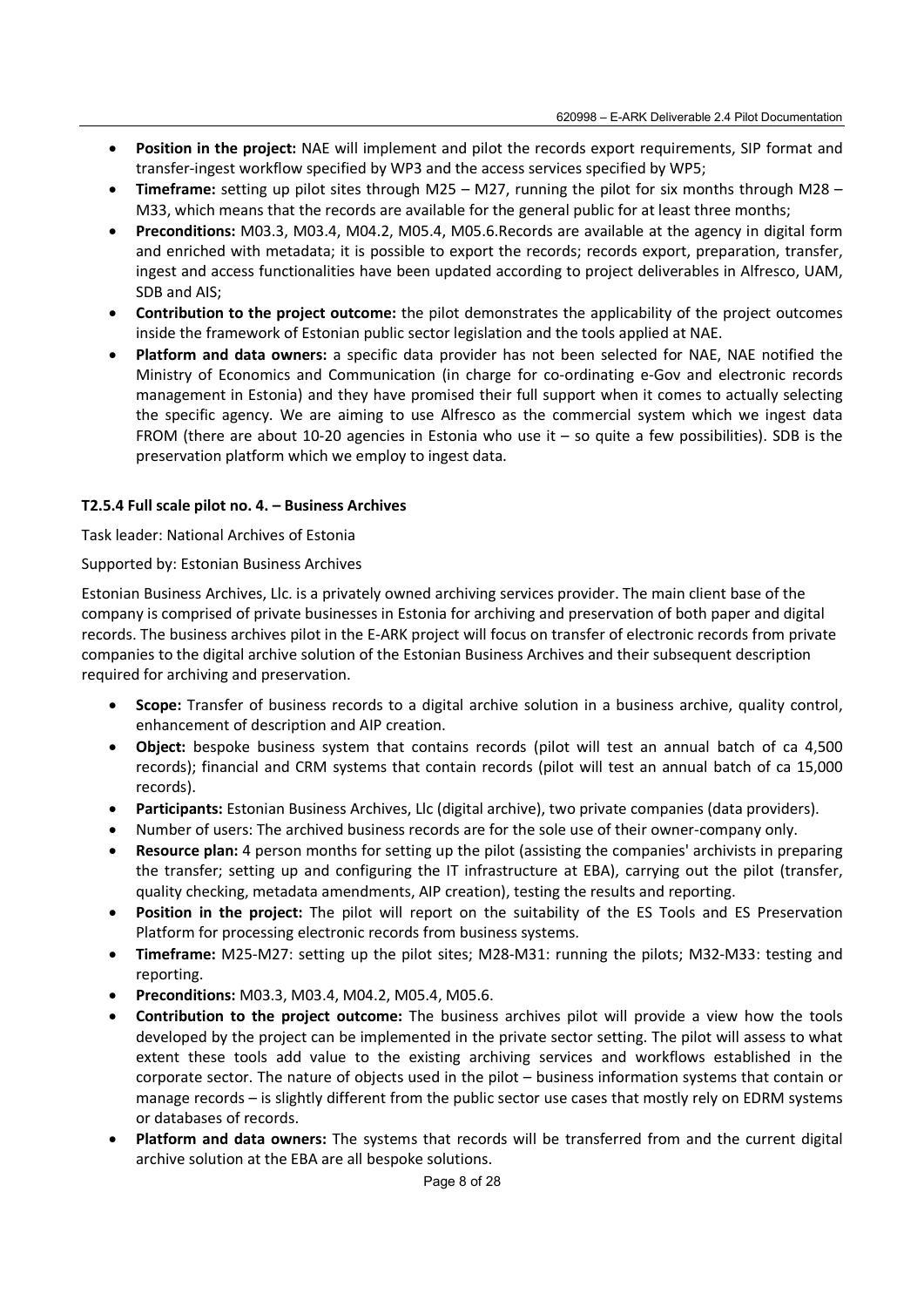- **Position in the project:** NAE will implement and pilot the records export requirements, SIP format and transfer-ingest workflow specified by WP3 and the access services specified by WP5;
- **Timeframe:** setting up pilot sites through M25 – M27, running the pilot for six months through M28 – M33, which means that the records are available for the general public for at least three months;
- **Preconditions:** M03.3, M03.4, M04.2, M05.4, M05.6.Records are available at the agency in digital form and enriched with metadata; it is possible to export the records; records export, preparation, transfer, ingest and access functionalities have been updated according to project deliverables in Alfresco, UAM, SDB and AIS;
- **Contribution to the project outcome:** the pilot demonstrates the applicability of the project outcomes inside the framework of Estonian public sector legislation and the tools applied at NAE.
- **Platform and data owners:** a specific data provider has not been selected for NAE, NAE notified the Ministry of Economics and Communication (in charge for co-ordinating e-Gov and electronic records management in Estonia) and they have promised their full support when it comes to actually selecting the specific agency. We are aiming to use Alfresco as the commercial system which we ingest data FROM (there are about 10-20 agencies in Estonia who use it – so quite a few possibilities). SDB is the preservation platform which we employ to ingest data.

**T2.5.4 Full scale pilot no. 4. – Business Archives**

Task leader: National Archives of Estonia

Supported by: Estonian Business Archives

Estonian Business Archives, Llc. is a privately owned archiving services provider. The main client base of the company is comprised of private businesses in Estonia for archiving and preservation of both paper and digital records. The business archives pilot in the E-ARK project will focus on transfer of electronic records from private companies to the digital archive solution of the Estonian Business Archives and their subsequent description required for archiving and preservation.

- **Scope:** Transfer of business records to a digital archive solution in a business archive, quality control, enhancement of description and AIP creation.
- **Object:** bespoke business system that contains records (pilot will test an annual batch of ca 4,500 records); financial and CRM systems that contain records (pilot will test an annual batch of ca 15,000 records).
- **Participants:** Estonian Business Archives, Llc (digital archive), two private companies (data providers).
- Number of users: The archived business records are for the sole use of their owner-company only.
- **Resource plan:** 4 person months for setting up the pilot (assisting the companies' archivists in preparing the transfer; setting up and configuring the IT infrastructure at EBA), carrying out the pilot (transfer, quality checking, metadata amendments, AIP creation), testing the results and reporting.
- **Position in the project:** The pilot will report on the suitability of the ES Tools and ES Preservation Platform for processing electronic records from business systems.
- **Timeframe:** M25-M27: setting up the pilot sites; M28-M31: running the pilots; M32-M33: testing and reporting.
- **Preconditions:** M03.3, M03.4, M04.2, M05.4, M05.6.
- **Contribution to the project outcome:** The business archives pilot will provide a view how the tools developed by the project can be implemented in the private sector setting. The pilot will assess to what extent these tools add value to the existing archiving services and workflows established in the corporate sector. The nature of objects used in the pilot – business information systems that contain or manage records – is slightly different from the public sector use cases that mostly rely on EDRM systems or databases of records.
- **Platform and data owners:** The systems that records will be transferred from and the current digital archive solution at the EBA are all bespoke solutions.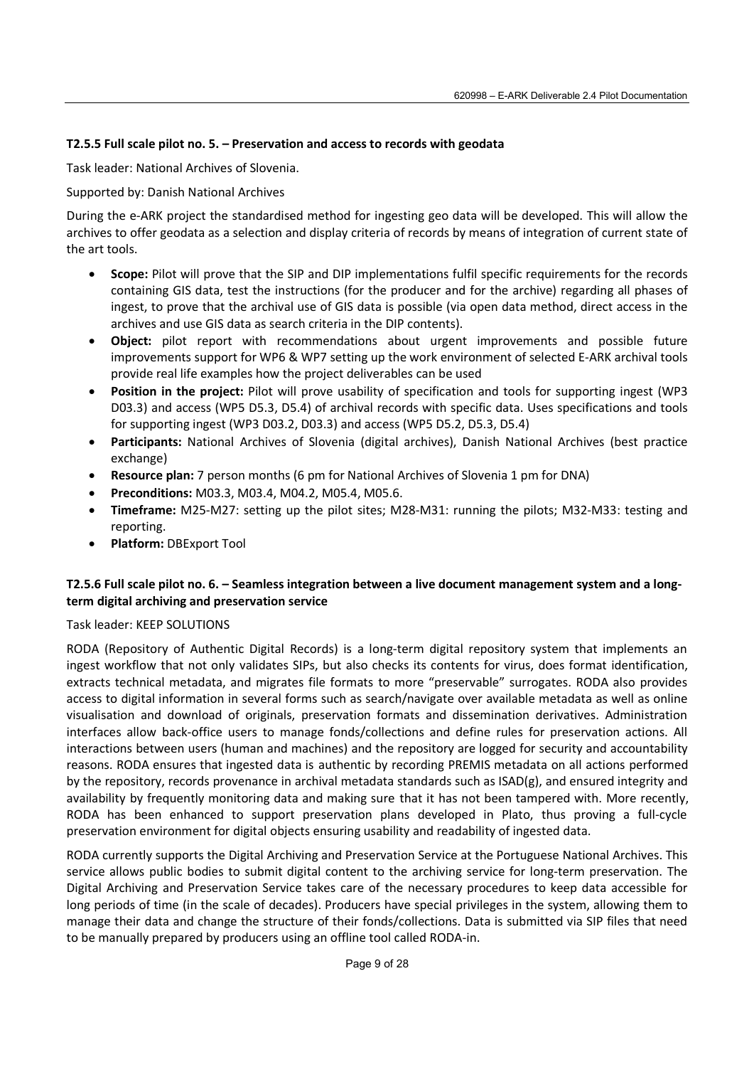### T2.5.5 Full scale pilot no. 5. – Preservation and access to records with geodata

Task leader: National Archives of Slovenia.

Supported by: Danish National Archives

During the e-ARK project the standardised method for ingesting geo data will be developed. This will allow the archives to offer geodata as a selection and display criteria of records by means of integration of current state of the art tools.

- **Scope:** Pilot will prove that the SIP and DIP implementations fulfil specific requirements for the records containing GIS data, test the instructions (for the producer and for the archive) regarding all phases of ingest, to prove that the archival use of GIS data is possible (via open data method, direct access in the archives and use GIS data as search criteria in the DIP contents).
- **Object:** pilot report with recommendations about urgent improvements and possible future improvements support for WP6 & WP7 setting up the work environment of selected E-ARK archival tools provide real life examples how the project deliverables can be used
- **Position in the project:** Pilot will prove usability of specification and tools for supporting ingest (WP3 D03.3) and access (WP5 D5.3, D5.4) of archival records with specific data. Uses specifications and tools for supporting ingest (WP3 D03.2, D03.3) and access (WP5 D5.2, D5.3, D5.4)
- **Participants:** National Archives of Slovenia (digital archives), Danish National Archives (best practice exchange)
- **Resource plan:** 7 person months (6 pm for National Archives of Slovenia 1 pm for DNA)
- **Preconditions:** M03.3, M03.4, M04.2, M05.4, M05.6.
- **Timeframe:** M25-M27: setting up the pilot sites; M28-M31: running the pilots; M32-M33: testing and reporting.
- **Platform:** DBExport Tool

### T2.5.6 Full scale pilot no. 6. – Seamless integration between a live document management system and a long-term digital archiving and preservation service

Task leader: KEEP SOLUTIONS

RODA (Repository of Authentic Digital Records) is a long-term digital repository system that implements an ingest workflow that not only validates SIPs, but also checks its contents for virus, does format identification, extracts technical metadata, and migrates file formats to more "preservable" surrogates. RODA also provides access to digital information in several forms such as search/navigate over available metadata as well as online visualisation and download of originals, preservation formats and dissemination derivatives. Administration interfaces allow back-office users to manage fonds/collections and define rules for preservation actions. All interactions between users (human and machines) and the repository are logged for security and accountability reasons. RODA ensures that ingested data is authentic by recording PREMIS metadata on all actions performed by the repository, records provenance in archival metadata standards such as ISAD(g), and ensured integrity and availability by frequently monitoring data and making sure that it has not been tampered with. More recently, RODA has been enhanced to support preservation plans developed in Plato, thus proving a full-cycle preservation environment for digital objects ensuring usability and readability of ingested data.

RODA currently supports the Digital Archiving and Preservation Service at the Portuguese National Archives. This service allows public bodies to submit digital content to the archiving service for long-term preservation. The Digital Archiving and Preservation Service takes care of the necessary procedures to keep data accessible for long periods of time (in the scale of decades). Producers have special privileges in the system, allowing them to manage their data and change the structure of their fonds/collections. Data is submitted via SIP files that need to be manually prepared by producers using an offline tool called RODA-in.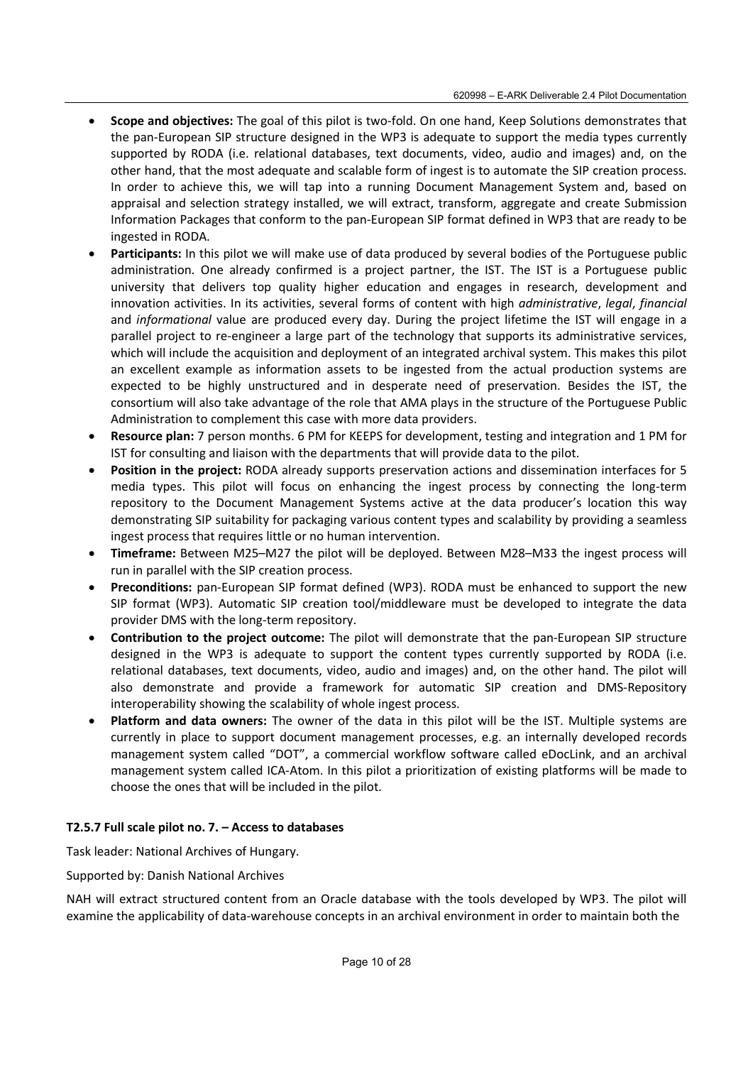- **Scope and objectives:** The goal of this pilot is two-fold. On one hand, Keep Solutions demonstrates that the pan-European SIP structure designed in the WP3 is adequate to support the media types currently supported by RODA (i.e. relational databases, text documents, video, audio and images) and, on the other hand, that the most adequate and scalable form of ingest is to automate the SIP creation process. In order to achieve this, we will tap into a running Document Management System and, based on appraisal and selection strategy installed, we will extract, transform, aggregate and create Submission Information Packages that conform to the pan-European SIP format defined in WP3 that are ready to be ingested in RODA.
- **Participants:** In this pilot we will make use of data produced by several bodies of the Portuguese public administration. One already confirmed is a project partner, the IST. The IST is a Portuguese public university that delivers top quality higher education and engages in research, development and innovation activities. In its activities, several forms of content with high *administrative*, *legal*, *financial* and *informational* value are produced every day. During the project lifetime the IST will engage in a parallel project to re-engineer a large part of the technology that supports its administrative services, which will include the acquisition and deployment of an integrated archival system. This makes this pilot an excellent example as information assets to be ingested from the actual production systems are expected to be highly unstructured and in desperate need of preservation. Besides the IST, the consortium will also take advantage of the role that AMA plays in the structure of the Portuguese Public Administration to complement this case with more data providers.
- **Resource plan:** 7 person months. 6 PM for KEEPS for development, testing and integration and 1 PM for IST for consulting and liaison with the departments that will provide data to the pilot.
- **Position in the project:** RODA already supports preservation actions and dissemination interfaces for 5 media types. This pilot will focus on enhancing the ingest process by connecting the long-term repository to the Document Management Systems active at the data producer's location this way demonstrating SIP suitability for packaging various content types and scalability by providing a seamless ingest process that requires little or no human intervention.
- **Timeframe:** Between M25–M27 the pilot will be deployed. Between M28–M33 the ingest process will run in parallel with the SIP creation process.
- **Preconditions:** pan-European SIP format defined (WP3). RODA must be enhanced to support the new SIP format (WP3). Automatic SIP creation tool/middleware must be developed to integrate the data provider DMS with the long-term repository.
- **Contribution to the project outcome:** The pilot will demonstrate that the pan-European SIP structure designed in the WP3 is adequate to support the content types currently supported by RODA (i.e. relational databases, text documents, video, audio and images) and, on the other hand. The pilot will also demonstrate and provide a framework for automatic SIP creation and DMS-Repository interoperability showing the scalability of whole ingest process.
- **Platform and data owners:** The owner of the data in this pilot will be the IST. Multiple systems are currently in place to support document management processes, e.g. an internally developed records management system called "DOT", a commercial workflow software called eDocLink, and an archival management system called ICA-Atom. In this pilot a prioritization of existing platforms will be made to choose the ones that will be included in the pilot.

#### T2.5.7 Full scale pilot no. 7. – Access to databases

Task leader: National Archives of Hungary.

Supported by: Danish National Archives

NAH will extract structured content from an Oracle database with the tools developed by WP3. The pilot will examine the applicability of data-warehouse concepts in an archival environment in order to maintain both the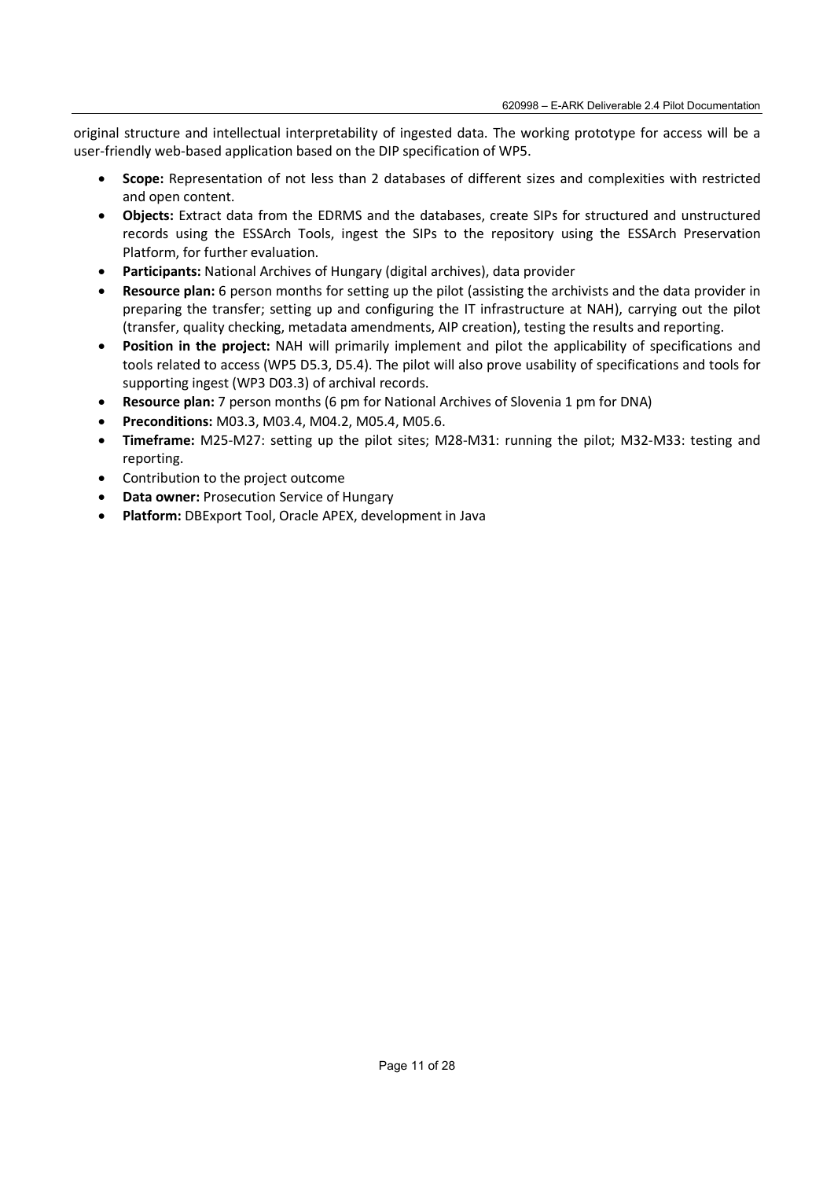original structure and intellectual interpretability of ingested data. The working prototype for access will be a user-friendly web-based application based on the DIP specification of WP5.

- **Scope:** Representation of not less than 2 databases of different sizes and complexities with restricted and open content.
- **Objects:** Extract data from the EDRMS and the databases, create SIPs for structured and unstructured records using the ESSArch Tools, ingest the SIPs to the repository using the ESSArch Preservation Platform, for further evaluation.
- **Participants:** National Archives of Hungary (digital archives), data provider
- **Resource plan:** 6 person months for setting up the pilot (assisting the archivists and the data provider in preparing the transfer; setting up and configuring the IT infrastructure at NAH), carrying out the pilot (transfer, quality checking, metadata amendments, AIP creation), testing the results and reporting.
- **Position in the project:** NAH will primarily implement and pilot the applicability of specifications and tools related to access (WP5 D5.3, D5.4). The pilot will also prove usability of specifications and tools for supporting ingest (WP3 D03.3) of archival records.
- **Resource plan:** 7 person months (6 pm for National Archives of Slovenia 1 pm for DNA)
- **Preconditions:** M03.3, M03.4, M04.2, M05.4, M05.6.
- **Timeframe:** M25-M27: setting up the pilot sites; M28-M31: running the pilot; M32-M33: testing and reporting.
- Contribution to the project outcome
- **Data owner:** Prosecution Service of Hungary
- **Platform:** DBExport Tool, Oracle APEX, development in Java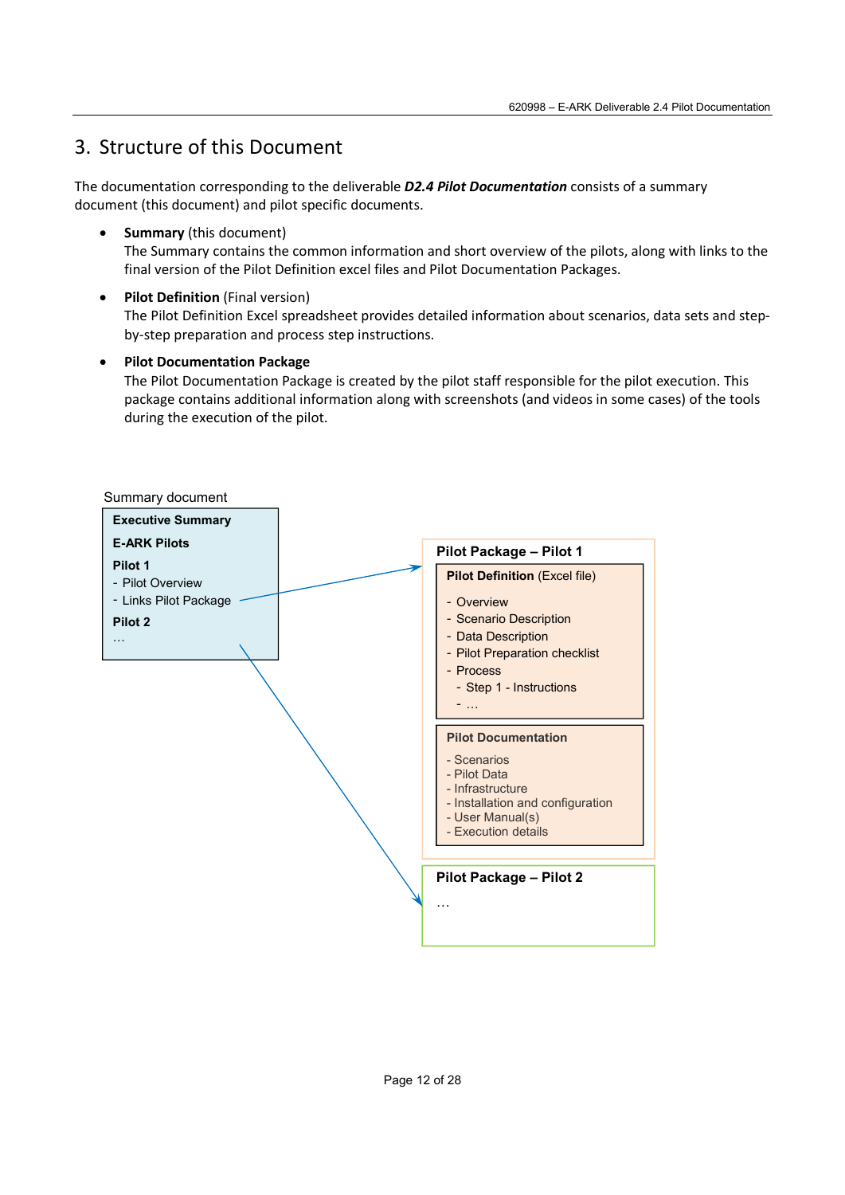## 3. Structure of this Document

The documentation corresponding to the deliverable ***D2.4 Pilot Documentation*** consists of a summary document (this document) and pilot specific documents.

- **Summary** (this document)
  The Summary contains the common information and short overview of the pilots, along with links to the final version of the Pilot Definition excel files and Pilot Documentation Packages.
- **Pilot Definition** (Final version)
  The Pilot Definition Excel spreadsheet provides detailed information about scenarios, data sets and step-by-step preparation and process step instructions.
- **Pilot Documentation Package**
  The Pilot Documentation Package is created by the pilot staff responsible for the pilot execution. This package contains additional information along with screenshots (and videos in some cases) of the tools during the execution of the pilot.

Summary document

**Executive Summary**

**E-ARK Pilots**

**Pilot 1**
- Pilot Overview
- Links Pilot Package

**Pilot 2**
…

**Pilot Package – Pilot 1**

**Pilot Definition** (Excel file)
- Overview
- Scenario Description
- Data Description
- Pilot Preparation checklist
- Process
  - Step 1 - Instructions
  - …

**Pilot Documentation**
- Scenarios
- Pilot Data
- Infrastructure
- Installation and configuration
- User Manual(s)
- Execution details

**Pilot Package – Pilot 2**
…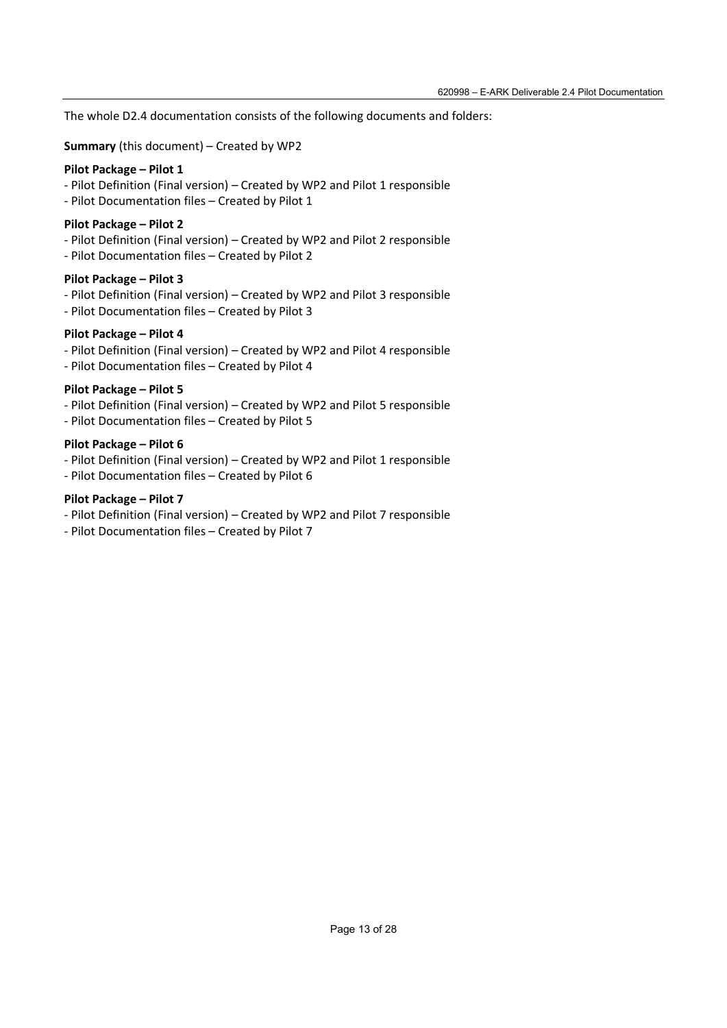The whole D2.4 documentation consists of the following documents and folders:

**Summary** (this document) – Created by WP2

**Pilot Package – Pilot 1**

- Pilot Definition (Final version) – Created by WP2 and Pilot 1 responsible
- Pilot Documentation files – Created by Pilot 1

**Pilot Package – Pilot 2**

- Pilot Definition (Final version) – Created by WP2 and Pilot 2 responsible
- Pilot Documentation files – Created by Pilot 2

**Pilot Package – Pilot 3**

- Pilot Definition (Final version) – Created by WP2 and Pilot 3 responsible
- Pilot Documentation files – Created by Pilot 3

**Pilot Package – Pilot 4**

- Pilot Definition (Final version) – Created by WP2 and Pilot 4 responsible
- Pilot Documentation files – Created by Pilot 4

**Pilot Package – Pilot 5**

- Pilot Definition (Final version) – Created by WP2 and Pilot 5 responsible
- Pilot Documentation files – Created by Pilot 5

**Pilot Package – Pilot 6**

- Pilot Definition (Final version) – Created by WP2 and Pilot 1 responsible
- Pilot Documentation files – Created by Pilot 6

**Pilot Package – Pilot 7**

- Pilot Definition (Final version) – Created by WP2 and Pilot 7 responsible
- Pilot Documentation files – Created by Pilot 7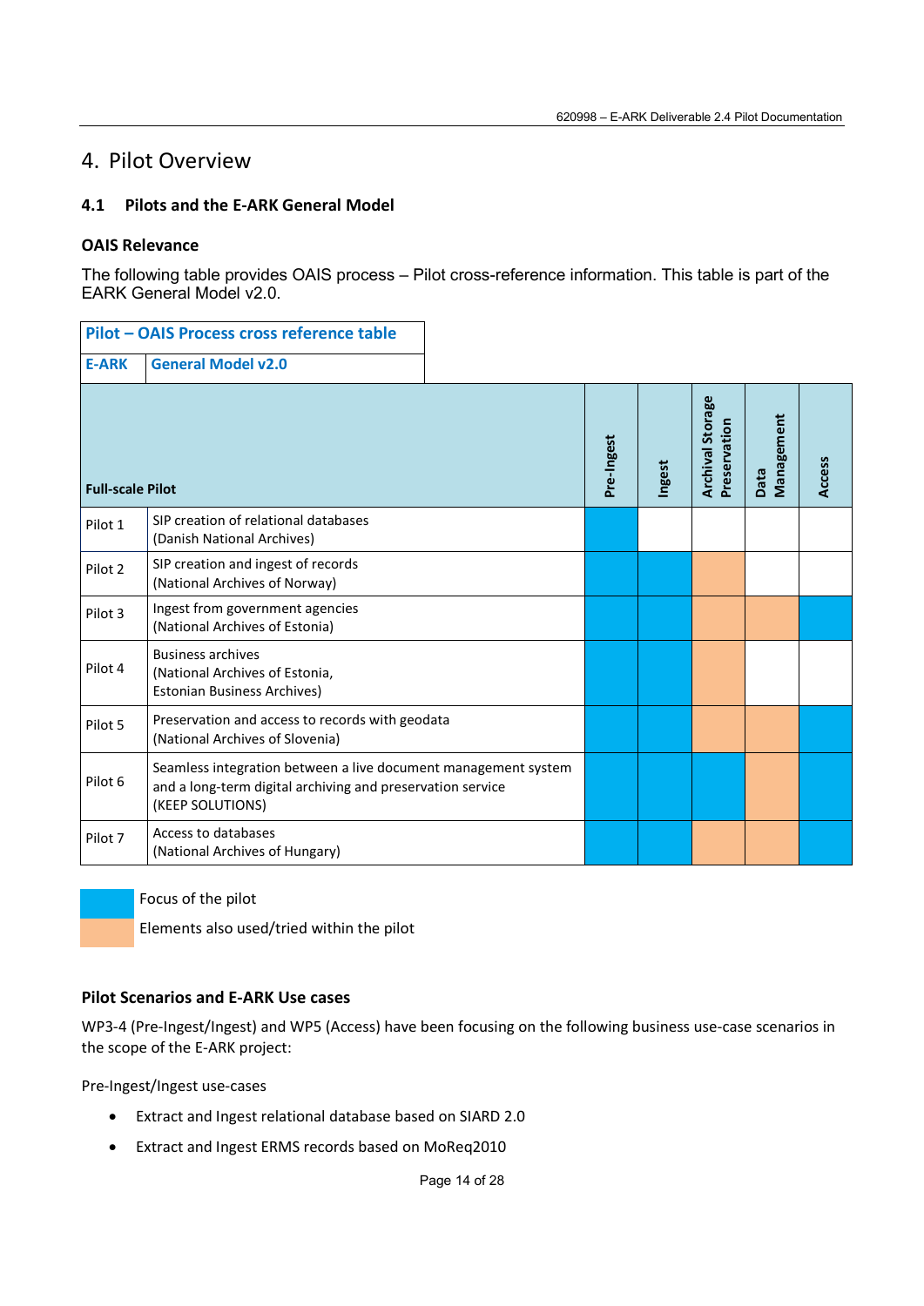# 4. Pilot Overview

## 4.1 Pilots and the E-ARK General Model

### OAIS Relevance

The following table provides OAIS process – Pilot cross-reference information. This table is part of the EARK General Model v2.0.

**Pilot – OAIS Process cross reference table**

**E-ARK** | **General Model v2.0**

| Full-scale Pilot | | Pre-Ingest | Ingest | Archival Storage Preservation | Data Management | Access |
|---|---|---|---|---|---|---|
| Pilot 1 | SIP creation of relational databases (Danish National Archives) | Focus | | | | |
| Pilot 2 | SIP creation and ingest of records (National Archives of Norway) | Focus | Focus | Also used | | |
| Pilot 3 | Ingest from government agencies (National Archives of Estonia) | Focus | Focus | Also used | Also used | Focus |
| Pilot 4 | Business archives (National Archives of Estonia, Estonian Business Archives) | Focus | Focus | Also used | | |
| Pilot 5 | Preservation and access to records with geodata (National Archives of Slovenia) | Focus | Focus | Also used | Also used | Focus |
| Pilot 6 | Seamless integration between a live document management system and a long-term digital archiving and preservation service (KEEP SOLUTIONS) | Focus | Focus | Focus | Also used | Focus |
| Pilot 7 | Access to databases (National Archives of Hungary) | Focus | Focus | Also used | Also used | Focus |

- Focus: Focus of the pilot
- Also used: Elements also used/tried within the pilot

### Pilot Scenarios and E-ARK Use cases

WP3-4 (Pre-Ingest/Ingest) and WP5 (Access) have been focusing on the following business use-case scenarios in the scope of the E-ARK project:

Pre-Ingest/Ingest use-cases

- Extract and Ingest relational database based on SIARD 2.0
- Extract and Ingest ERMS records based on MoReq2010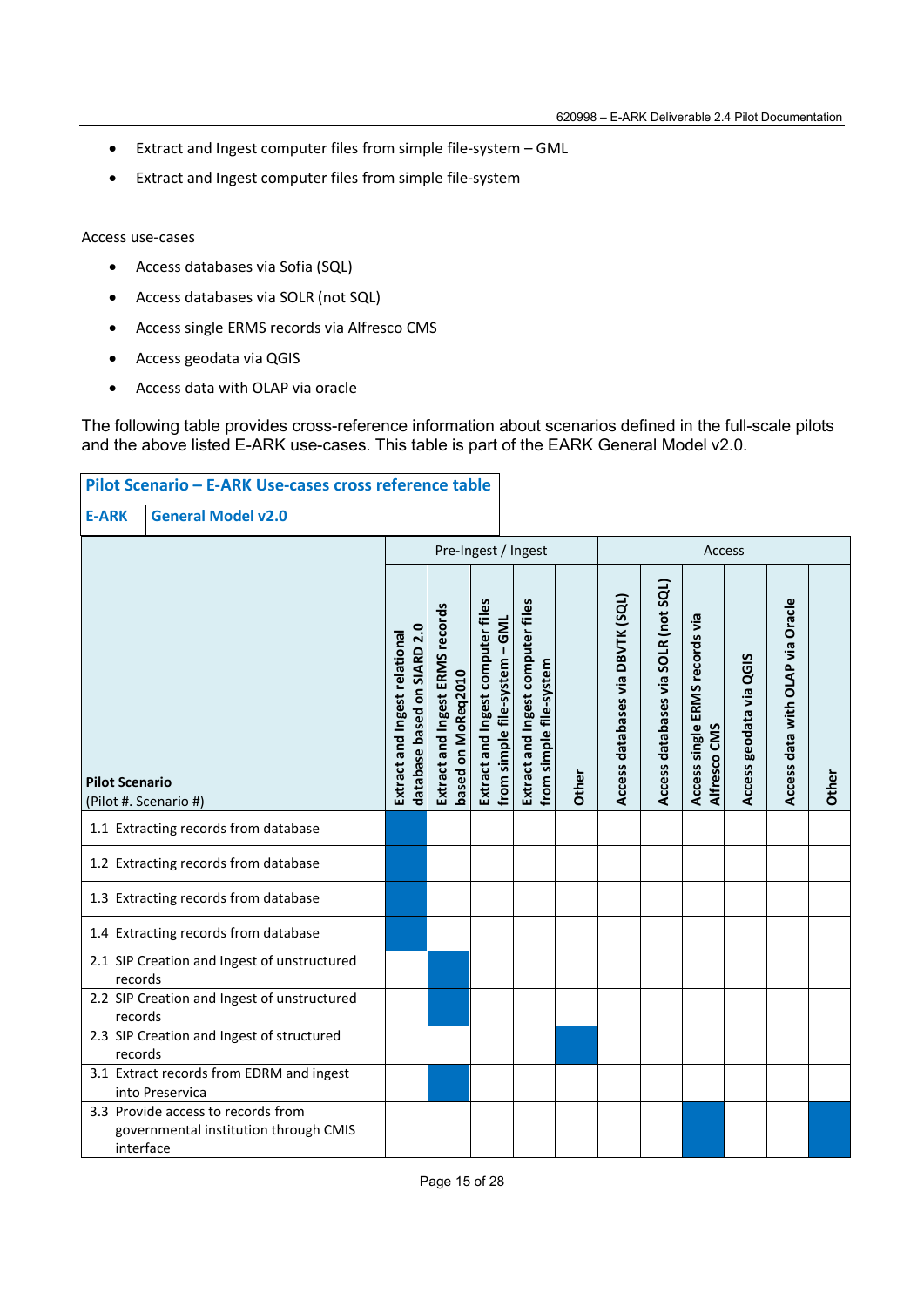- Extract and Ingest computer files from simple file-system – GML
- Extract and Ingest computer files from simple file-system

Access use-cases

- Access databases via Sofia (SQL)
- Access databases via SOLR (not SQL)
- Access single ERMS records via Alfresco CMS
- Access geodata via QGIS
- Access data with OLAP via oracle

The following table provides cross-reference information about scenarios defined in the full-scale pilots and the above listed E-ARK use-cases. This table is part of the EARK General Model v2.0.

**Pilot Scenario – E-ARK Use-cases cross reference table**

**E-ARK** | **General Model v2.0**

| Pilot Scenario (Pilot #. Scenario #) | Pre-Ingest / Ingest | | | | | Access | | | | | |
|---|---|---|---|---|---|---|---|---|---|---|---|
| | Extract and Ingest relational database based on SIARD 2.0 | Extract and Ingest ERMS records based on MoReq2010 | Extract and Ingest computer files from simple file-system – GML | Extract and Ingest computer files from simple file-system | Other | Access databases via DBVTK (SQL) | Access databases via SOLR (not SQL) | Access single ERMS records via Alfresco CMS | Access geodata via QGIS | Access data with OLAP via Oracle | Other |
| 1.1 Extracting records from database | X | | | | | | | | | | |
| 1.2 Extracting records from database | X | | | | | | | | | | |
| 1.3 Extracting records from database | X | | | | | | | | | | |
| 1.4 Extracting records from database | X | | | | | | | | | | |
| 2.1 SIP Creation and Ingest of unstructured records | | X | | | | | | | | | |
| 2.2 SIP Creation and Ingest of unstructured records | | X | | | | | | | | | |
| 2.3 SIP Creation and Ingest of structured records | | | | | X | | | | | | |
| 3.1 Extract records from EDRM and ingest into Preservica | | X | | | | | | | | | |
| 3.3 Provide access to records from governmental institution through CMIS interface | | | | | | | | X | | | X |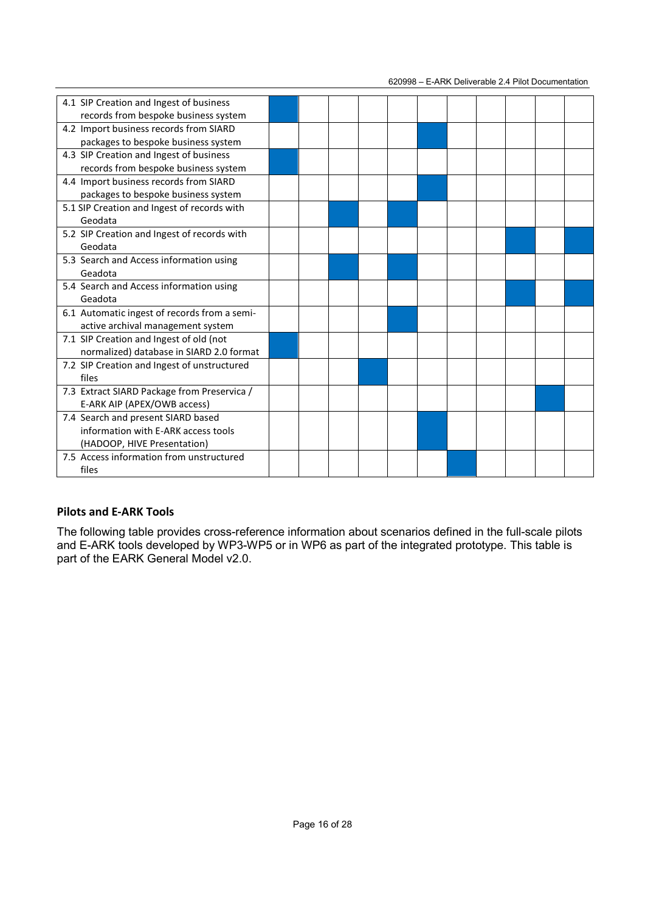| | | | | | | | | | | | |
|---|---|---|---|---|---|---|---|---|---|---|---|
| 4.1 SIP Creation and Ingest of business records from bespoke business system | ■ | | | | | | | | | | |
| 4.2 Import business records from SIARD packages to bespoke business system | | | | | | ■ | | | | | |
| 4.3 SIP Creation and Ingest of business records from bespoke business system | ■ | | | | | | | | | | |
| 4.4 Import business records from SIARD packages to bespoke business system | | | | | | ■ | | | | | |
| 5.1 SIP Creation and Ingest of records with Geodata | | | ■ | | ■ | | | | | | |
| 5.2 SIP Creation and Ingest of records with Geodata | | | | | | | | | ■ | | ■ |
| 5.3 Search and Access information using Geadota | | | ■ | | ■ | | | | | | |
| 5.4 Search and Access information using Geadota | | | | | | | | | ■ | | ■ |
| 6.1 Automatic ingest of records from a semi-active archival management system | | | | | ■ | | | | | | |
| 7.1 SIP Creation and Ingest of old (not normalized) database in SIARD 2.0 format | ■ | | | | | | | | | | |
| 7.2 SIP Creation and Ingest of unstructured files | | | | ■ | | | | | | | |
| 7.3 Extract SIARD Package from Preservica / E-ARK AIP (APEX/OWB access) | | | | | | | | | | ■ | |
| 7.4 Search and present SIARD based information with E-ARK access tools (HADOOP, HIVE Presentation) | | | | | | ■ | | | | | |
| 7.5 Access information from unstructured files | | | | | | | ■ | | | | |

## Pilots and E-ARK Tools

The following table provides cross-reference information about scenarios defined in the full-scale pilots and E-ARK tools developed by WP3-WP5 or in WP6 as part of the integrated prototype. This table is part of the EARK General Model v2.0.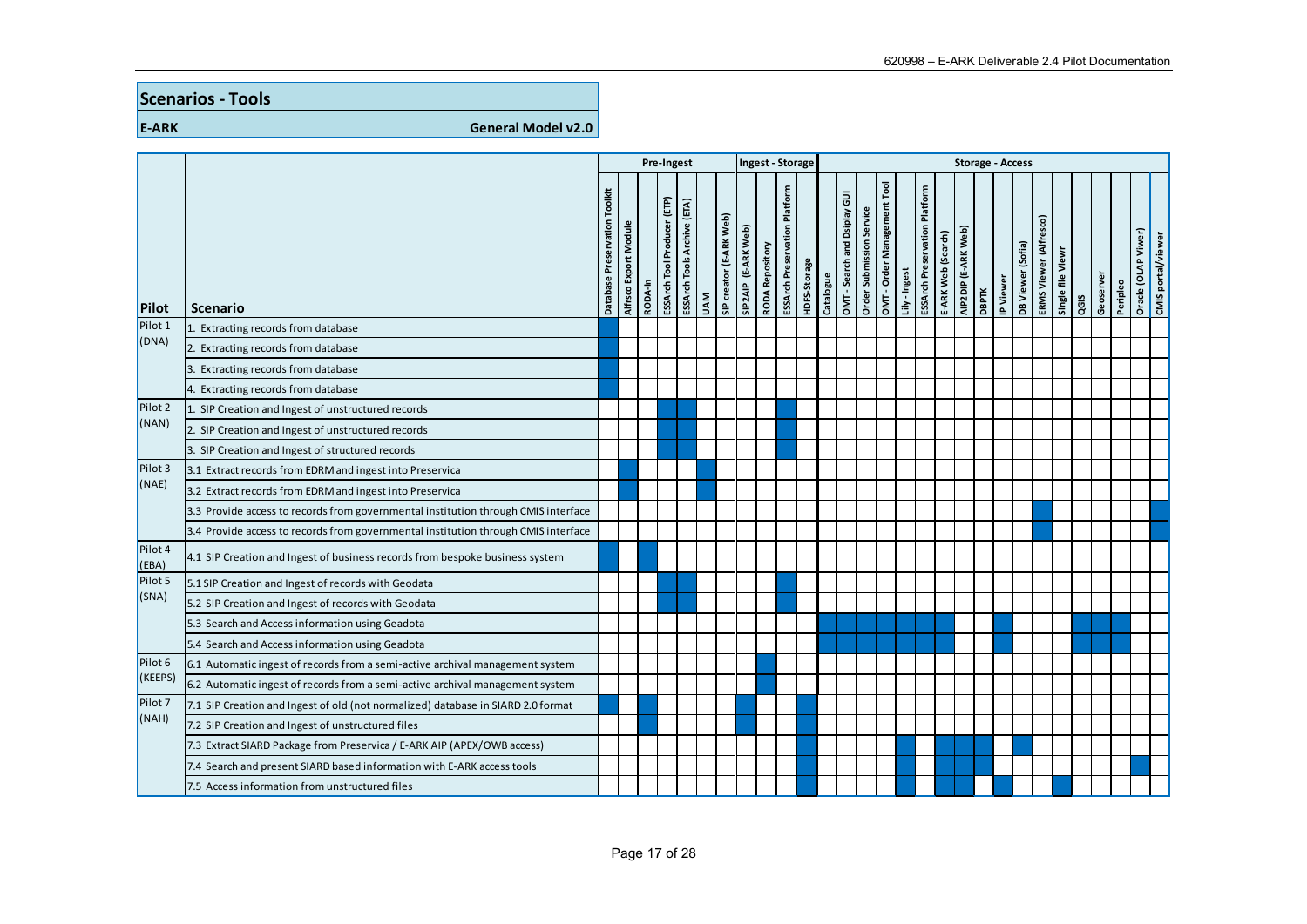## Scenarios - Tools

**E-ARK** **General Model v2.0**

| Pilot | Scenario | Pre-Ingest | | | | | | | Ingest - Storage | | | | Storage - Access | | | | | | | | | | | | | | | | | |
|---|---|---|---|---|---|---|---|---|---|---|---|---|---|---|---|---|---|---|---|---|---|---|---|---|---|---|---|---|---|---|
| | | Database Preservation Toolkit | Alfrsco Export Module | RODA-In | ESSArch Tool Producer (ETP) | ESSArch Tools Archive (ETA) | UAM | SIP creator (E-ARK Web) | SIP2AIP (E-ARK Web) | RODA Repository | ESSArch Preservation Platform | HDFS-Storage | Catalogue | OMT - Search and Dsiplay GUI | Order Submission Service | OMT - Order Management Tool | Lily - Ingest | ESSArch Preservation Platform | E-ARK Web (Search) | AIP2DIP (E-ARK Web) | DBPTK | IP Viewer | DB Viewer (Sofia) | ERMS Viewer (Alfresco) | Single file Viewr | QGIS | Geoserver | Peripleo | Oracle (OLAP Viwer) | CMIS portal/viewer |
| Pilot 1 (DNA) | 1. Extracting records from database | X | | | | | | | | | | | | | | | | | | | | | | | | | | | | |
| | 2. Extracting records from database | X | | | | | | | | | | | | | | | | | | | | | | | | | | | | |
| | 3. Extracting records from database | X | | | | | | | | | | | | | | | | | | | | | | | | | | | | |
| | 4. Extracting records from database | X | | | | | | | | | | | | | | | | | | | | | | | | | | | | |
| Pilot 2 (NAN) | 1. SIP Creation and Ingest of unstructured records | | | | X | X | | | | | X | | | | | | | | | | | | | | | | | | | |
| | 2. SIP Creation and Ingest of unstructured records | | | | X | X | | | | | X | | | | | | | | | | | | | | | | | | | |
| | 3. SIP Creation and Ingest of structured records | | | | X | X | | | | | X | | | | | | | | | | | | | | | | | | | |
| Pilot 3 (NAE) | 3.1 Extract records from EDRM and ingest into Preservica | | X | | | | X | | | | | | | | | | | | | | | | | | | | | | | |
| | 3.2 Extract records from EDRM and ingest into Preservica | | X | | | | X | | | | | | | | | | | | | | | | | | | | | | | |
| | 3.3 Provide access to records from governmental institution through CMIS interface | | | | | | | | | | | | | | | | | | | | | | | X | | | | | | X |
| | 3.4 Provide access to records from governmental institution through CMIS interface | | | | | | | | | | | | | | | | | | | | | | | X | | | | | | X |
| Pilot 4 (EBA) | 4.1 SIP Creation and Ingest of business records from bespoke business system | X | | X | | | | | | | | | | | | | | | | | | | | | | | | | | |
| Pilot 5 (SNA) | 5.1 SIP Creation and Ingest of records with Geodata | | | | X | X | | | | | X | | | | | | | | | | | | | | | | | | | |
| | 5.2 SIP Creation and Ingest of records with Geodata | | | | X | X | | | | | X | | | | | | | | | | | | | | | | | | | |
| | 5.3 Search and Access information using Geadota | | | | | | | | | | | | X | X | X | X | X | X | X | | | X | | | | X | X | X | | |
| | 5.4 Search and Access information using Geadota | | | | | | | | | | | | X | X | X | X | X | X | X | | | X | | | | X | X | X | | |
| Pilot 6 (KEEPS) | 6.1 Automatic ingest of records from a semi-active archival management system | | | | | | | | | X | | | | | | | | | | | | | | | | | | | | |
| | 6.2 Automatic ingest of records from a semi-active archival management system | | | | | | | | | X | | | | | | | | | | | | | | | | | | | | |
| Pilot 7 (NAH) | 7.1 SIP Creation and Ingest of old (not normalized) database in SIARD 2.0 format | X | | X | | | | | X | | | X | | | | | | | | | | | | | | | | | | |
| | 7.2 SIP Creation and Ingest of unstructured files | | | X | | | | | X | | | X | | | | | | | | | | | | | | | | | | |
| | 7.3 Extract SIARD Package from Preservica / E-ARK AIP (APEX/OWB access) | | | | | | | | | | | X | | | | | X | | X | X | X | | X | | | | | | | |
| | 7.4 Search and present SIARD based information with E-ARK access tools | | | | | | | | | | | X | | | | | X | | X | X | X | | | | | | | | X | |
| | 7.5 Access information from unstructured files | | | | | | | | | | | X | | | | | X | | X | X | | X | | | X | | | | | |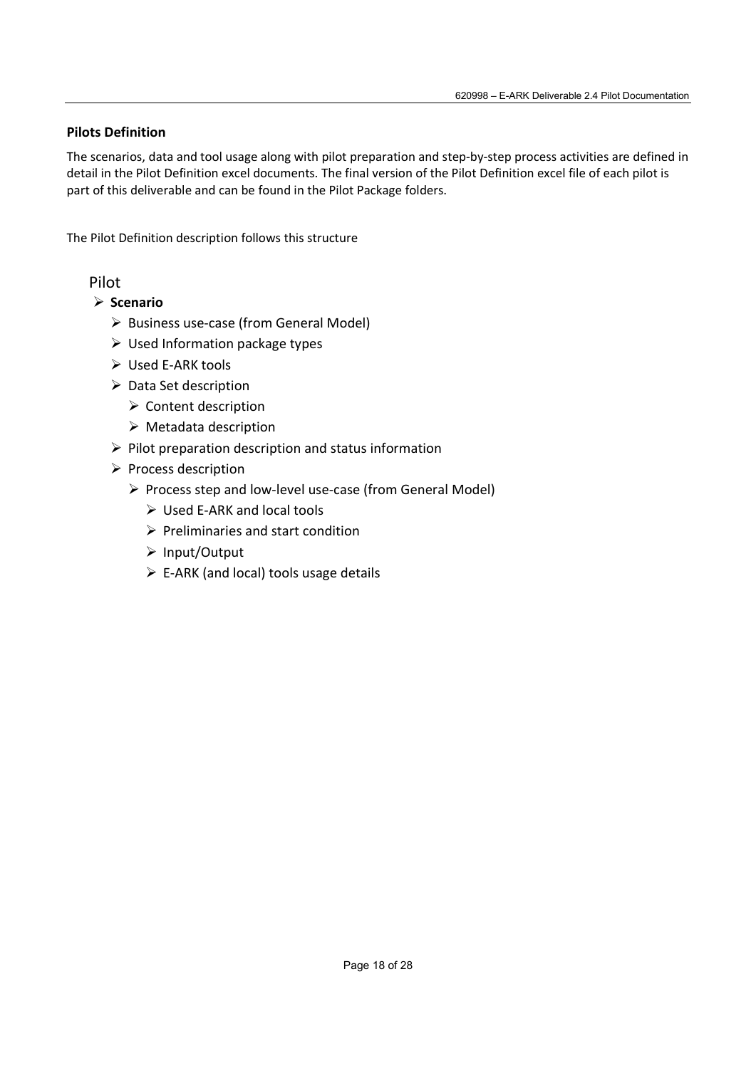### Pilots Definition

The scenarios, data and tool usage along with pilot preparation and step-by-step process activities are defined in detail in the Pilot Definition excel documents. The final version of the Pilot Definition excel file of each pilot is part of this deliverable and can be found in the Pilot Package folders.

The Pilot Definition description follows this structure

Pilot

- **Scenario**
  - Business use-case (from General Model)
  - Used Information package types
  - Used E-ARK tools
  - Data Set description
    - Content description
    - Metadata description
  - Pilot preparation description and status information
  - Process description
    - Process step and low-level use-case (from General Model)
      - Used E-ARK and local tools
      - Preliminaries and start condition
      - Input/Output
      - E-ARK (and local) tools usage details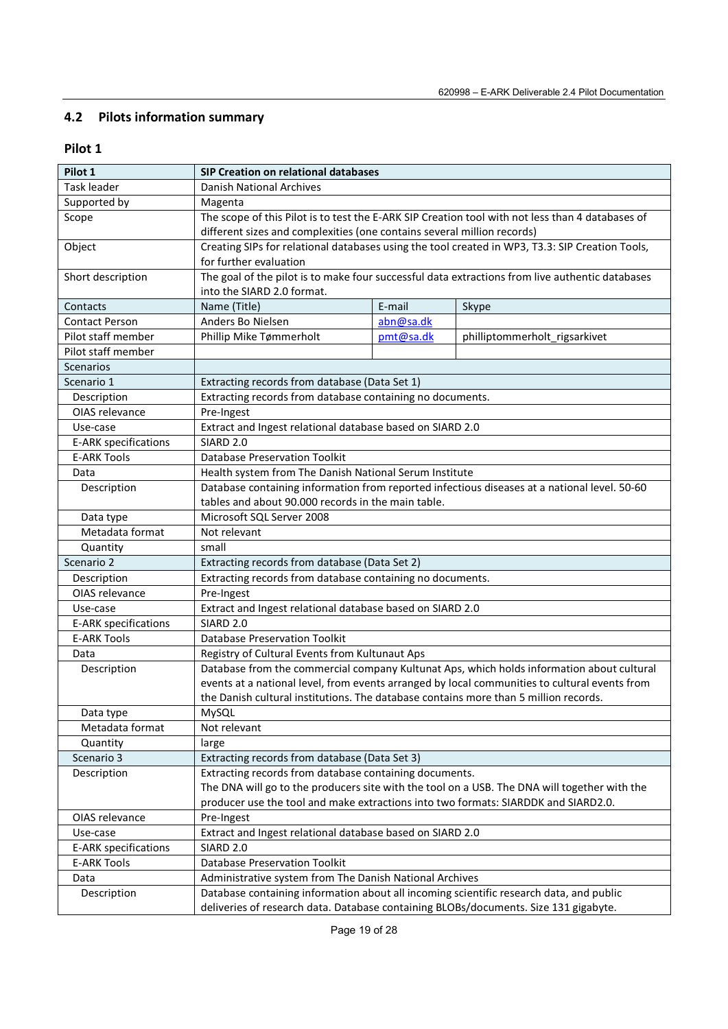## 4.2 Pilots information summary

### Pilot 1

| Pilot 1 | SIP Creation on relational databases | | |
|---|---|---|---|
| Task leader | Danish National Archives | | |
| Supported by | Magenta | | |
| Scope | The scope of this Pilot is to test the E-ARK SIP Creation tool with not less than 4 databases of different sizes and complexities (one contains several million records) | | |
| Object | Creating SIPs for relational databases using the tool created in WP3, T3.3: SIP Creation Tools, for further evaluation | | |
| Short description | The goal of the pilot is to make four successful data extractions from live authentic databases into the SIARD 2.0 format. | | |
| Contacts | Name (Title) | E-mail | Skype |
| Contact Person | Anders Bo Nielsen | abn@sa.dk | |
| Pilot staff member | Phillip Mike Tømmerholt | pmt@sa.dk | philliptommerholt_rigsarkivet |
| Pilot staff member | | | |
| Scenarios | | | |
| Scenario 1 | Extracting records from database (Data Set 1) | | |
| Description | Extracting records from database containing no documents. | | |
| OIAS relevance | Pre-Ingest | | |
| Use-case | Extract and Ingest relational database based on SIARD 2.0 | | |
| E-ARK specifications | SIARD 2.0 | | |
| E-ARK Tools | Database Preservation Toolkit | | |
| Data | Health system from The Danish National Serum Institute | | |
| Description | Database containing information from reported infectious diseases at a national level. 50-60 tables and about 90.000 records in the main table. | | |
| Data type | Microsoft SQL Server 2008 | | |
| Metadata format | Not relevant | | |
| Quantity | small | | |
| Scenario 2 | Extracting records from database (Data Set 2) | | |
| Description | Extracting records from database containing no documents. | | |
| OIAS relevance | Pre-Ingest | | |
| Use-case | Extract and Ingest relational database based on SIARD 2.0 | | |
| E-ARK specifications | SIARD 2.0 | | |
| E-ARK Tools | Database Preservation Toolkit | | |
| Data | Registry of Cultural Events from Kultunaut Aps | | |
| Description | Database from the commercial company Kultunat Aps, which holds information about cultural events at a national level, from events arranged by local communities to cultural events from the Danish cultural institutions. The database contains more than 5 million records. | | |
| Data type | MySQL | | |
| Metadata format | Not relevant | | |
| Quantity | large | | |
| Scenario 3 | Extracting records from database (Data Set 3) | | |
| Description | Extracting records from database containing documents. The DNA will go to the producers site with the tool on a USB. The DNA will together with the producer use the tool and make extractions into two formats: SIARDDK and SIARD2.0. | | |
| OIAS relevance | Pre-Ingest | | |
| Use-case | Extract and Ingest relational database based on SIARD 2.0 | | |
| E-ARK specifications | SIARD 2.0 | | |
| E-ARK Tools | Database Preservation Toolkit | | |
| Data | Administrative system from The Danish National Archives | | |
| Description | Database containing information about all incoming scientific research data, and public deliveries of research data. Database containing BLOBs/documents. Size 131 gigabyte. | | |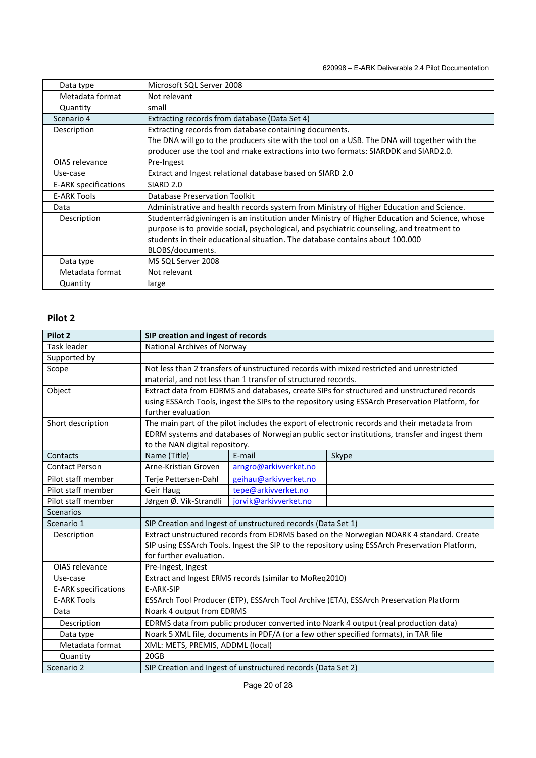| Data type | Microsoft SQL Server 2008 |
|---|---|
| Metadata format | Not relevant |
| Quantity | small |
| Scenario 4 | Extracting records from database (Data Set 4) |
| Description | Extracting records from database containing documents.<br>The DNA will go to the producers site with the tool on a USB. The DNA will together with the producer use the tool and make extractions into two formats: SIARDDK and SIARD2.0. |
| OIAS relevance | Pre-Ingest |
| Use-case | Extract and Ingest relational database based on SIARD 2.0 |
| E-ARK specifications | SIARD 2.0 |
| E-ARK Tools | Database Preservation Toolkit |
| Data | Administrative and health records system from Ministry of Higher Education and Science. |
| Description | Studenterrådgivningen is an institution under Ministry of Higher Education and Science, whose purpose is to provide social, psychological, and psychiatric counseling, and treatment to students in their educational situation. The database contains about 100.000 BLOBS/documents. |
| Data type | MS SQL Server 2008 |
| Metadata format | Not relevant |
| Quantity | large |

## Pilot 2

| **Pilot 2** | **SIP creation and ingest of records** | | |
|---|---|---|---|
| Task leader | National Archives of Norway | | |
| Supported by | | | |
| Scope | Not less than 2 transfers of unstructured records with mixed restricted and unrestricted material, and not less than 1 transfer of structured records. | | |
| Object | Extract data from EDRMS and databases, create SIPs for structured and unstructured records using ESSArch Tools, ingest the SIPs to the repository using ESSArch Preservation Platform, for further evaluation | | |
| Short description | The main part of the pilot includes the export of electronic records and their metadata from EDRM systems and databases of Norwegian public sector institutions, transfer and ingest them to the NAN digital repository. | | |
| Contacts | Name (Title) | E-mail | Skype |
| Contact Person | Arne-Kristian Groven | arngro@arkivverket.no | |
| Pilot staff member | Terje Pettersen-Dahl | geihau@arkivverket.no | |
| Pilot staff member | Geir Haug | tepe@arkivverket.no | |
| Pilot staff member | Jørgen Ø. Vik-Strandli | jorvik@arkivverket.no | |
| Scenarios | | | |
| Scenario 1 | SIP Creation and Ingest of unstructured records (Data Set 1) | | |
| Description | Extract unstructured records from EDRMS based on the Norwegian NOARK 4 standard. Create SIP using ESSArch Tools. Ingest the SIP to the repository using ESSArch Preservation Platform, for further evaluation. | | |
| OIAS relevance | Pre-Ingest, Ingest | | |
| Use-case | Extract and Ingest ERMS records (similar to MoReq2010) | | |
| E-ARK specifications | E-ARK-SIP | | |
| E-ARK Tools | ESSArch Tool Producer (ETP), ESSArch Tool Archive (ETA), ESSArch Preservation Platform | | |
| Data | Noark 4 output from EDRMS | | |
| Description | EDRMS data from public producer converted into Noark 4 output (real production data) | | |
| Data type | Noark 5 XML file, documents in PDF/A (or a few other specified formats), in TAR file | | |
| Metadata format | XML: METS, PREMIS, ADDML (local) | | |
| Quantity | 20GB | | |
| Scenario 2 | SIP Creation and Ingest of unstructured records (Data Set 2) | | |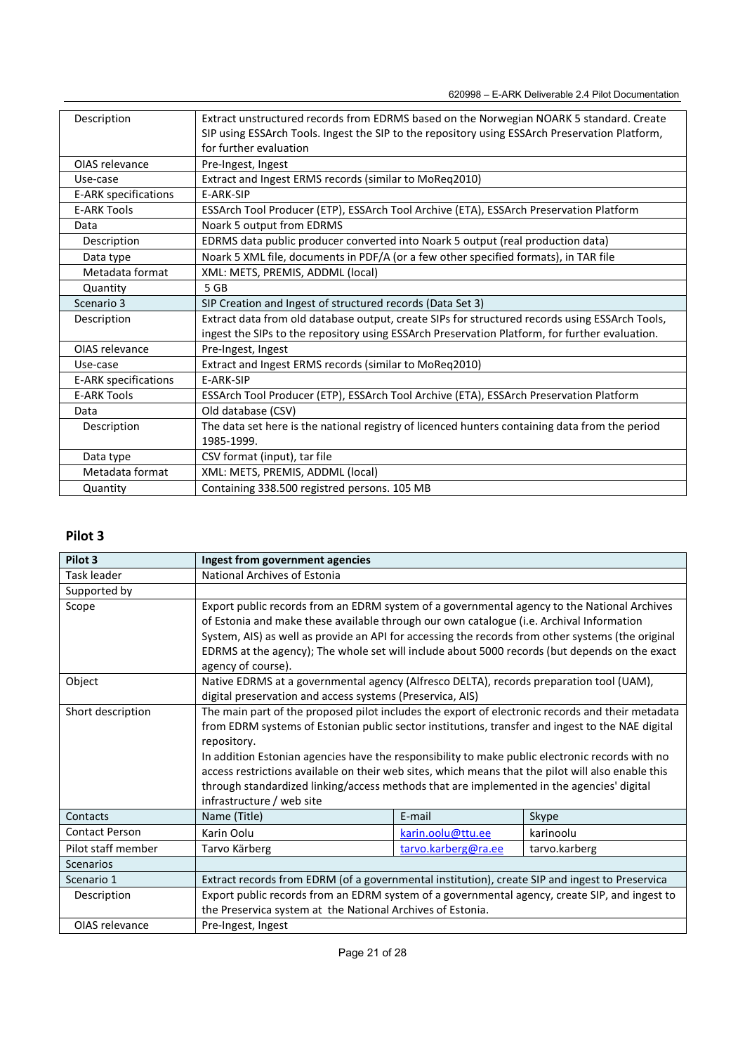| | |
|---|---|
| Description | Extract unstructured records from EDRMS based on the Norwegian NOARK 5 standard. Create SIP using ESSArch Tools. Ingest the SIP to the repository using ESSArch Preservation Platform, for further evaluation |
| OIAS relevance | Pre-Ingest, Ingest |
| Use-case | Extract and Ingest ERMS records (similar to MoReq2010) |
| E-ARK specifications | E-ARK-SIP |
| E-ARK Tools | ESSArch Tool Producer (ETP), ESSArch Tool Archive (ETA), ESSArch Preservation Platform |
| Data | Noark 5 output from EDRMS |
| Description | EDRMS data public producer converted into Noark 5 output (real production data) |
| Data type | Noark 5 XML file, documents in PDF/A (or a few other specified formats), in TAR file |
| Metadata format | XML: METS, PREMIS, ADDML (local) |
| Quantity | 5 GB |
| Scenario 3 | SIP Creation and Ingest of structured records (Data Set 3) |
| Description | Extract data from old database output, create SIPs for structured records using ESSArch Tools, ingest the SIPs to the repository using ESSArch Preservation Platform, for further evaluation. |
| OIAS relevance | Pre-Ingest, Ingest |
| Use-case | Extract and Ingest ERMS records (similar to MoReq2010) |
| E-ARK specifications | E-ARK-SIP |
| E-ARK Tools | ESSArch Tool Producer (ETP), ESSArch Tool Archive (ETA), ESSArch Preservation Platform |
| Data | Old database (CSV) |
| Description | The data set here is the national registry of licenced hunters containing data from the period 1985-1999. |
| Data type | CSV format (input), tar file |
| Metadata format | XML: METS, PREMIS, ADDML (local) |
| Quantity | Containing 338.500 registred persons. 105 MB |

## Pilot 3

| **Pilot 3** | **Ingest from government agencies** | | |
|---|---|---|---|
| Task leader | National Archives of Estonia | | |
| Supported by | | | |
| Scope | Export public records from an EDRM system of a governmental agency to the National Archives of Estonia and make these available through our own catalogue (i.e. Archival Information System, AIS) as well as provide an API for accessing the records from other systems (the original EDRMS at the agency); The whole set will include about 5000 records (but depends on the exact agency of course). | | |
| Object | Native EDRMS at a governmental agency (Alfresco DELTA), records preparation tool (UAM), digital preservation and access systems (Preservica, AIS) | | |
| Short description | The main part of the proposed pilot includes the export of electronic records and their metadata from EDRM systems of Estonian public sector institutions, transfer and ingest to the NAE digital repository.<br>In addition Estonian agencies have the responsibility to make public electronic records with no access restrictions available on their web sites, which means that the pilot will also enable this through standardized linking/access methods that are implemented in the agencies' digital infrastructure / web site | | |
| Contacts | Name (Title) | E-mail | Skype |
| Contact Person | Karin Oolu | karin.oolu@ttu.ee | karinoolu |
| Pilot staff member | Tarvo Kärberg | tarvo.karberg@ra.ee | tarvo.karberg |
| Scenarios | | | |
| Scenario 1 | Extract records from EDRM (of a governmental institution), create SIP and ingest to Preservica | | |
| Description | Export public records from an EDRM system of a governmental agency, create SIP, and ingest to the Preservica system at the National Archives of Estonia. | | |
| OIAS relevance | Pre-Ingest, Ingest | | |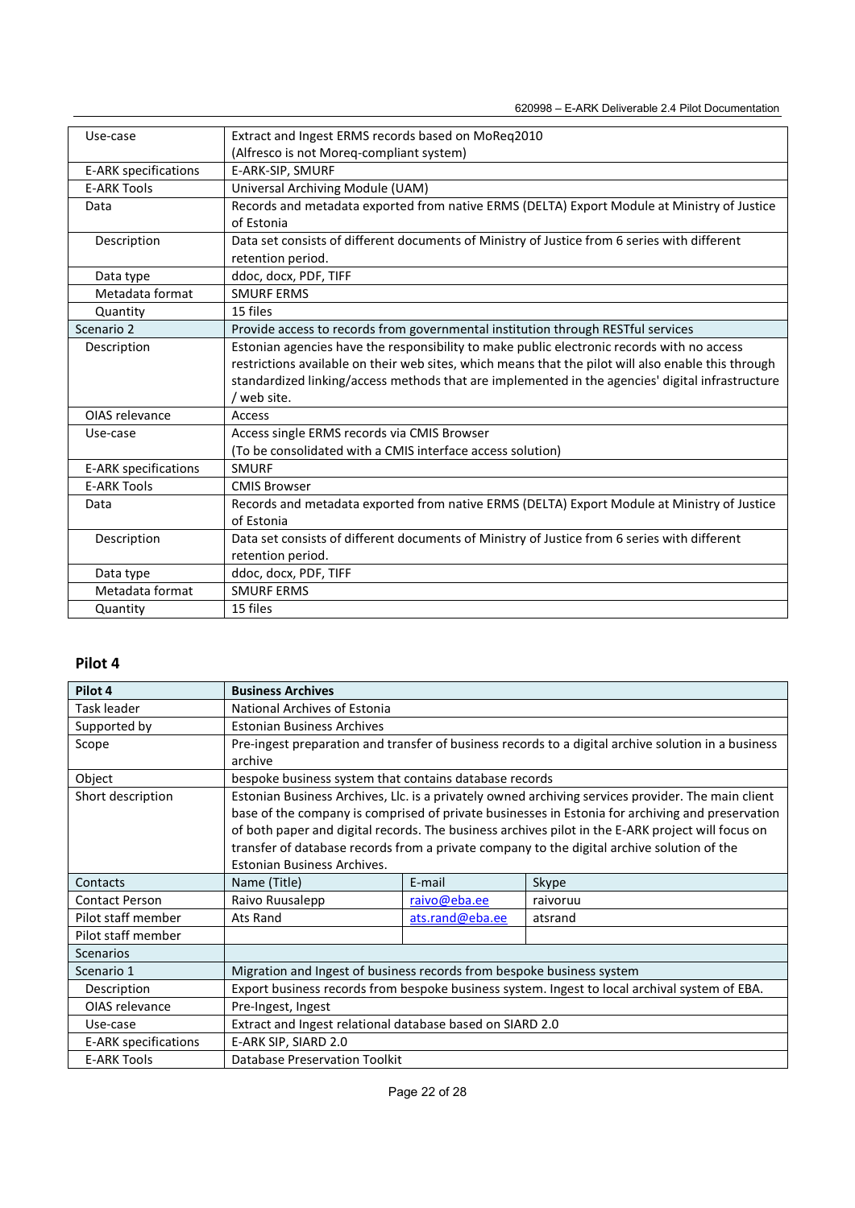| Use-case | Extract and Ingest ERMS records based on MoReq2010 (Alfresco is not Moreq-compliant system) |
|---|---|
| E-ARK specifications | E-ARK-SIP, SMURF |
| E-ARK Tools | Universal Archiving Module (UAM) |
| Data | Records and metadata exported from native ERMS (DELTA) Export Module at Ministry of Justice of Estonia |
| Description | Data set consists of different documents of Ministry of Justice from 6 series with different retention period. |
| Data type | ddoc, docx, PDF, TIFF |
| Metadata format | SMURF ERMS |
| Quantity | 15 files |
| Scenario 2 | Provide access to records from governmental institution through RESTful services |
| Description | Estonian agencies have the responsibility to make public electronic records with no access restrictions available on their web sites, which means that the pilot will also enable this through standardized linking/access methods that are implemented in the agencies' digital infrastructure / web site. |
| OIAS relevance | Access |
| Use-case | Access single ERMS records via CMIS Browser (To be consolidated with a CMIS interface access solution) |
| E-ARK specifications | SMURF |
| E-ARK Tools | CMIS Browser |
| Data | Records and metadata exported from native ERMS (DELTA) Export Module at Ministry of Justice of Estonia |
| Description | Data set consists of different documents of Ministry of Justice from 6 series with different retention period. |
| Data type | ddoc, docx, PDF, TIFF |
| Metadata format | SMURF ERMS |
| Quantity | 15 files |

## Pilot 4

| **Pilot 4** | **Business Archives** | | |
|---|---|---|---|
| Task leader | National Archives of Estonia | | |
| Supported by | Estonian Business Archives | | |
| Scope | Pre-ingest preparation and transfer of business records to a digital archive solution in a business archive | | |
| Object | bespoke business system that contains database records | | |
| Short description | Estonian Business Archives, Llc. is a privately owned archiving services provider. The main client base of the company is comprised of private businesses in Estonia for archiving and preservation of both paper and digital records. The business archives pilot in the E-ARK project will focus on transfer of database records from a private company to the digital archive solution of the Estonian Business Archives. | | |
| Contacts | Name (Title) | E-mail | Skype |
| Contact Person | Raivo Ruusalepp | raivo@eba.ee | raivoruu |
| Pilot staff member | Ats Rand | ats.rand@eba.ee | atsrand |
| Pilot staff member | | | |
| Scenarios | | | |
| Scenario 1 | Migration and Ingest of business records from bespoke business system | | |
| Description | Export business records from bespoke business system. Ingest to local archival system of EBA. | | |
| OIAS relevance | Pre-Ingest, Ingest | | |
| Use-case | Extract and Ingest relational database based on SIARD 2.0 | | |
| E-ARK specifications | E-ARK SIP, SIARD 2.0 | | |
| E-ARK Tools | Database Preservation Toolkit | | |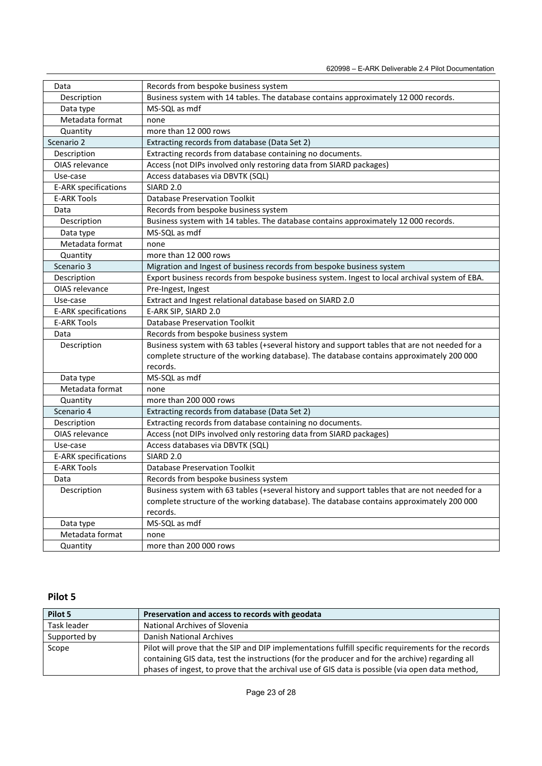| | |
|---|---|
| Data | Records from bespoke business system |
| Description | Business system with 14 tables. The database contains approximately 12 000 records. |
| Data type | MS-SQL as mdf |
| Metadata format | none |
| Quantity | more than 12 000 rows |
| Scenario 2 | Extracting records from database (Data Set 2) |
| Description | Extracting records from database containing no documents. |
| OIAS relevance | Access (not DIPs involved only restoring data from SIARD packages) |
| Use-case | Access databases via DBVTK (SQL) |
| E-ARK specifications | SIARD 2.0 |
| E-ARK Tools | Database Preservation Toolkit |
| Data | Records from bespoke business system |
| Description | Business system with 14 tables. The database contains approximately 12 000 records. |
| Data type | MS-SQL as mdf |
| Metadata format | none |
| Quantity | more than 12 000 rows |
| Scenario 3 | Migration and Ingest of business records from bespoke business system |
| Description | Export business records from bespoke business system. Ingest to local archival system of EBA. |
| OIAS relevance | Pre-Ingest, Ingest |
| Use-case | Extract and Ingest relational database based on SIARD 2.0 |
| E-ARK specifications | E-ARK SIP, SIARD 2.0 |
| E-ARK Tools | Database Preservation Toolkit |
| Data | Records from bespoke business system |
| Description | Business system with 63 tables (+several history and support tables that are not needed for a complete structure of the working database). The database contains approximately 200 000 records. |
| Data type | MS-SQL as mdf |
| Metadata format | none |
| Quantity | more than 200 000 rows |
| Scenario 4 | Extracting records from database (Data Set 2) |
| Description | Extracting records from database containing no documents. |
| OIAS relevance | Access (not DIPs involved only restoring data from SIARD packages) |
| Use-case | Access databases via DBVTK (SQL) |
| E-ARK specifications | SIARD 2.0 |
| E-ARK Tools | Database Preservation Toolkit |
| Data | Records from bespoke business system |
| Description | Business system with 63 tables (+several history and support tables that are not needed for a complete structure of the working database). The database contains approximately 200 000 records. |
| Data type | MS-SQL as mdf |
| Metadata format | none |
| Quantity | more than 200 000 rows |

### Pilot 5

| Pilot 5 | Preservation and access to records with geodata |
|---|---|
| Task leader | National Archives of Slovenia |
| Supported by | Danish National Archives |
| Scope | Pilot will prove that the SIP and DIP implementations fulfill specific requirements for the records containing GIS data, test the instructions (for the producer and for the archive) regarding all phases of ingest, to prove that the archival use of GIS data is possible (via open data method, |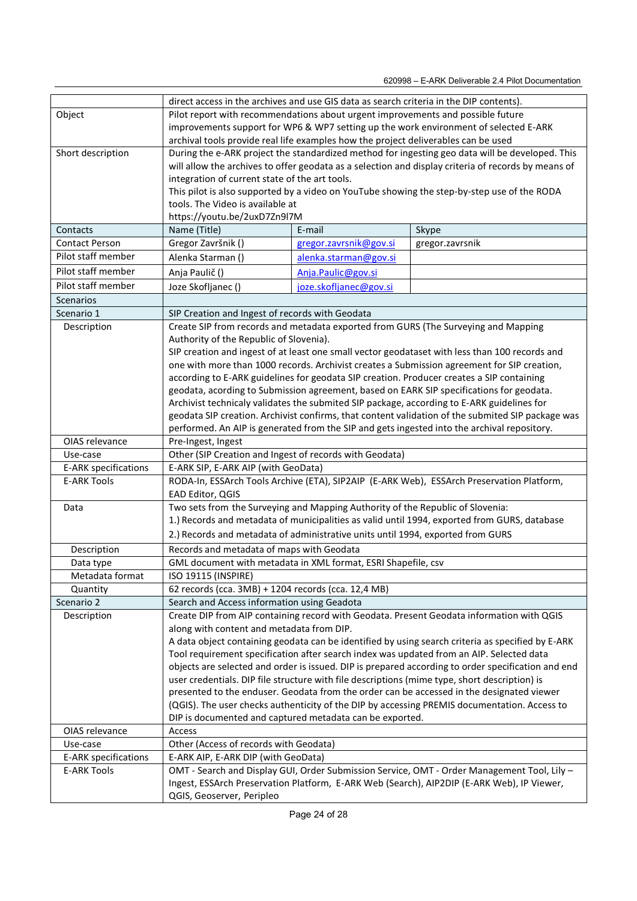| | | | |
|---|---|---|---|
| | direct access in the archives and use GIS data as search criteria in the DIP contents). | | |
| Object | Pilot report with recommendations about urgent improvements and possible future improvements support for WP6 & WP7 setting up the work environment of selected E-ARK archival tools provide real life examples how the project deliverables can be used | | |
| Short description | During the e-ARK project the standardized method for ingesting geo data will be developed. This will allow the archives to offer geodata as a selection and display criteria of records by means of integration of current state of the art tools.<br>This pilot is also supported by a video on YouTube showing the step-by-step use of the RODA tools. The Video is available at<br>https://youtu.be/2uxD7Zn9l7M | | |
| Contacts | Name (Title) | E-mail | Skype |
| Contact Person | Gregor Završnik () | gregor.zavrsnik@gov.si | gregor.zavrsnik |
| Pilot staff member | Alenka Starman () | alenka.starman@gov.si | |
| Pilot staff member | Anja Paulič () | Anja.Paulic@gov.si | |
| Pilot staff member | Joze Skofljanec () | joze.skofljanec@gov.si | |
| Scenarios | | | |
| Scenario 1 | SIP Creation and Ingest of records with Geodata | | |
| Description | Create SIP from records and metadata exported from GURS (The Surveying and Mapping Authority of the Republic of Slovenia).<br>SIP creation and ingest of at least one small vector geodataset with less than 100 records and one with more than 1000 records. Archivist creates a Submission agreement for SIP creation, according to E-ARK guidelines for geodata SIP creation. Producer creates a SIP containing geodata, acording to Submission agreement, based on EARK SIP specifications for geodata. Archivist technicaly validates the submited SIP package, according to E-ARK guidelines for geodata SIP creation. Archivist confirms, that content validation of the submited SIP package was performed. An AIP is generated from the SIP and gets ingested into the archival repository. | | |
| OIAS relevance | Pre-Ingest, Ingest | | |
| Use-case | Other (SIP Creation and Ingest of records with Geodata) | | |
| E-ARK specifications | E-ARK SIP, E-ARK AIP (with GeoData) | | |
| E-ARK Tools | RODA-In, ESSArch Tools Archive (ETA), SIP2AIP (E-ARK Web), ESSArch Preservation Platform, EAD Editor, QGIS | | |
| Data | Two sets from the Surveying and Mapping Authority of the Republic of Slovenia:<br>1.) Records and metadata of municipalities as valid until 1994, exported from GURS, database<br>2.) Records and metadata of administrative units until 1994, exported from GURS | | |
| Description | Records and metadata of maps with Geodata | | |
| Data type | GML document with metadata in XML format, ESRI Shapefile, csv | | |
| Metadata format | ISO 19115 (INSPIRE) | | |
| Quantity | 62 records (cca. 3MB) + 1204 records (cca. 12,4 MB) | | |
| Scenario 2 | Search and Access information using Geadota | | |
| Description | Create DIP from AIP containing record with Geodata. Present Geodata information with QGIS along with content and metadata from DIP.<br>A data object containing geodata can be identified by using search criteria as specified by E-ARK Tool requirement specification after search index was updated from an AIP. Selected data objects are selected and order is issued. DIP is prepared according to order specification and end user credentials. DIP file structure with file descriptions (mime type, short description) is presented to the enduser. Geodata from the order can be accessed in the designated viewer (QGIS). The user checks authenticity of the DIP by accessing PREMIS documentation. Access to DIP is documented and captured metadata can be exported. | | |
| OIAS relevance | Access | | |
| Use-case | Other (Access of records with Geodata) | | |
| E-ARK specifications | E-ARK AIP, E-ARK DIP (with GeoData) | | |
| E-ARK Tools | OMT - Search and Display GUI, Order Submission Service, OMT - Order Management Tool, Lily – Ingest, ESSArch Preservation Platform, E-ARK Web (Search), AIP2DIP (E-ARK Web), IP Viewer, QGIS, Geoserver, Peripleo | | |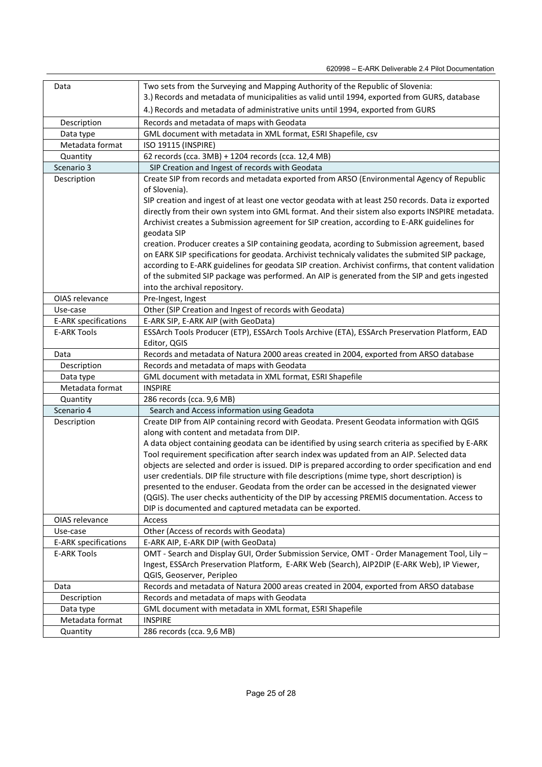| Data | Two sets from the Surveying and Mapping Authority of the Republic of Slovenia:<br>3.) Records and metadata of municipalities as valid until 1994, exported from GURS, database<br>4.) Records and metadata of administrative units until 1994, exported from GURS |
|---|---|
| Description | Records and metadata of maps with Geodata |
| Data type | GML document with metadata in XML format, ESRI Shapefile, csv |
| Metadata format | ISO 19115 (INSPIRE) |
| Quantity | 62 records (cca. 3MB) + 1204 records (cca. 12,4 MB) |
| Scenario 3 | SIP Creation and Ingest of records with Geodata |
| Description | Create SIP from records and metadata exported from ARSO (Environmental Agency of Republic of Slovenia).<br>SIP creation and ingest of at least one vector geodata with at least 250 records. Data iz exported directly from their own system into GML format. And their sistem also exports INSPIRE metadata. Archivist creates a Submission agreement for SIP creation, according to E-ARK guidelines for geodata SIP<br>creation. Producer creates a SIP containing geodata, acording to Submission agreement, based on EARK SIP specifications for geodata. Archivist technicaly validates the submited SIP package, according to E-ARK guidelines for geodata SIP creation. Archivist confirms, that content validation of the submited SIP package was performed. An AIP is generated from the SIP and gets ingested into the archival repository. |
| OIAS relevance | Pre-Ingest, Ingest |
| Use-case | Other (SIP Creation and Ingest of records with Geodata) |
| E-ARK specifications | E-ARK SIP, E-ARK AIP (with GeoData) |
| E-ARK Tools | ESSArch Tools Producer (ETP), ESSArch Tools Archive (ETA), ESSArch Preservation Platform, EAD Editor, QGIS |
| Data | Records and metadata of Natura 2000 areas created in 2004, exported from ARSO database |
| Description | Records and metadata of maps with Geodata |
| Data type | GML document with metadata in XML format, ESRI Shapefile |
| Metadata format | INSPIRE |
| Quantity | 286 records (cca. 9,6 MB) |
| Scenario 4 | Search and Access information using Geadota |
| Description | Create DIP from AIP containing record with Geodata. Present Geodata information with QGIS along with content and metadata from DIP.<br>A data object containing geodata can be identified by using search criteria as specified by E-ARK Tool requirement specification after search index was updated from an AIP. Selected data objects are selected and order is issued. DIP is prepared according to order specification and end user credentials. DIP file structure with file descriptions (mime type, short description) is presented to the enduser. Geodata from the order can be accessed in the designated viewer (QGIS). The user checks authenticity of the DIP by accessing PREMIS documentation. Access to DIP is documented and captured metadata can be exported. |
| OIAS relevance | Access |
| Use-case | Other (Access of records with Geodata) |
| E-ARK specifications | E-ARK AIP, E-ARK DIP (with GeoData) |
| E-ARK Tools | OMT - Search and Display GUI, Order Submission Service, OMT - Order Management Tool, Lily – Ingest, ESSArch Preservation Platform, E-ARK Web (Search), AIP2DIP (E-ARK Web), IP Viewer, QGIS, Geoserver, Peripleo |
| Data | Records and metadata of Natura 2000 areas created in 2004, exported from ARSO database |
| Description | Records and metadata of maps with Geodata |
| Data type | GML document with metadata in XML format, ESRI Shapefile |
| Metadata format | INSPIRE |
| Quantity | 286 records (cca. 9,6 MB) |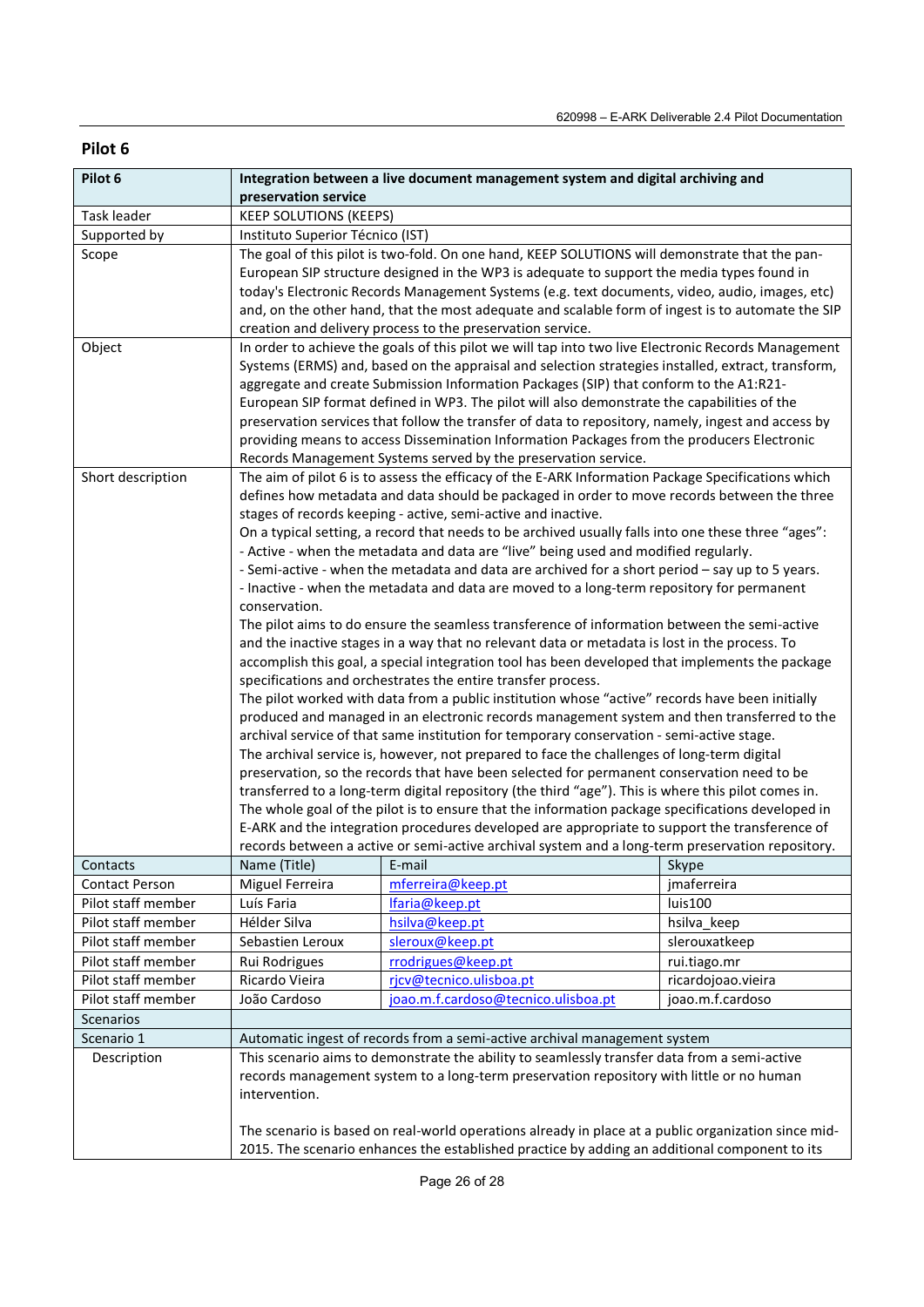## Pilot 6

| Pilot 6 | **Integration between a live document management system and digital archiving and preservation service** | |
|---|---|---|
| Task leader | KEEP SOLUTIONS (KEEPS) | |
| Supported by | Instituto Superior Técnico (IST) | |
| Scope | The goal of this pilot is two-fold. On one hand, KEEP SOLUTIONS will demonstrate that the pan-European SIP structure designed in the WP3 is adequate to support the media types found in today's Electronic Records Management Systems (e.g. text documents, video, audio, images, etc) and, on the other hand, that the most adequate and scalable form of ingest is to automate the SIP creation and delivery process to the preservation service. | |
| Object | In order to achieve the goals of this pilot we will tap into two live Electronic Records Management Systems (ERMS) and, based on the appraisal and selection strategies installed, extract, transform, aggregate and create Submission Information Packages (SIP) that conform to the A1:R21-European SIP format defined in WP3. The pilot will also demonstrate the capabilities of the preservation services that follow the transfer of data to repository, namely, ingest and access by providing means to access Dissemination Information Packages from the producers Electronic Records Management Systems served by the preservation service. | |
| Short description | The aim of pilot 6 is to assess the efficacy of the E-ARK Information Package Specifications which defines how metadata and data should be packaged in order to move records between the three stages of records keeping - active, semi-active and inactive.<br>On a typical setting, a record that needs to be archived usually falls into one these three "ages":<br>- Active - when the metadata and data are "live" being used and modified regularly.<br>- Semi-active - when the metadata and data are archived for a short period – say up to 5 years.<br>- Inactive - when the metadata and data are moved to a long-term repository for permanent conservation.<br>The pilot aims to do ensure the seamless transference of information between the semi-active and the inactive stages in a way that no relevant data or metadata is lost in the process. To accomplish this goal, a special integration tool has been developed that implements the package specifications and orchestrates the entire transfer process.<br>The pilot worked with data from a public institution whose "active" records have been initially produced and managed in an electronic records management system and then transferred to the archival service of that same institution for temporary conservation - semi-active stage.<br>The archival service is, however, not prepared to face the challenges of long-term digital preservation, so the records that have been selected for permanent conservation need to be transferred to a long-term digital repository (the third "age"). This is where this pilot comes in.<br>The whole goal of the pilot is to ensure that the information package specifications developed in E-ARK and the integration procedures developed are appropriate to support the transference of records between a active or semi-active archival system and a long-term preservation repository. | |
| Contacts | Name (Title) | E-mail | Skype |
| Contact Person | Miguel Ferreira | mferreira@keep.pt | jmaferreira |
| Pilot staff member | Luís Faria | lfaria@keep.pt | luis100 |
| Pilot staff member | Hélder Silva | hsilva@keep.pt | hsilva_keep |
| Pilot staff member | Sebastien Leroux | sleroux@keep.pt | slerouxatkeep |
| Pilot staff member | Rui Rodrigues | rrodrigues@keep.pt | rui.tiago.mr |
| Pilot staff member | Ricardo Vieira | rjcv@tecnico.ulisboa.pt | ricardojoao.vieira |
| Pilot staff member | João Cardoso | joao.m.f.cardoso@tecnico.ulisboa.pt | joao.m.f.cardoso |
| Scenarios | | |
| Scenario 1 | Automatic ingest of records from a semi-active archival management system | |
| Description | This scenario aims to demonstrate the ability to seamlessly transfer data from a semi-active records management system to a long-term preservation repository with little or no human intervention.<br><br>The scenario is based on real-world operations already in place at a public organization since mid-2015. The scenario enhances the established practice by adding an additional component to its | |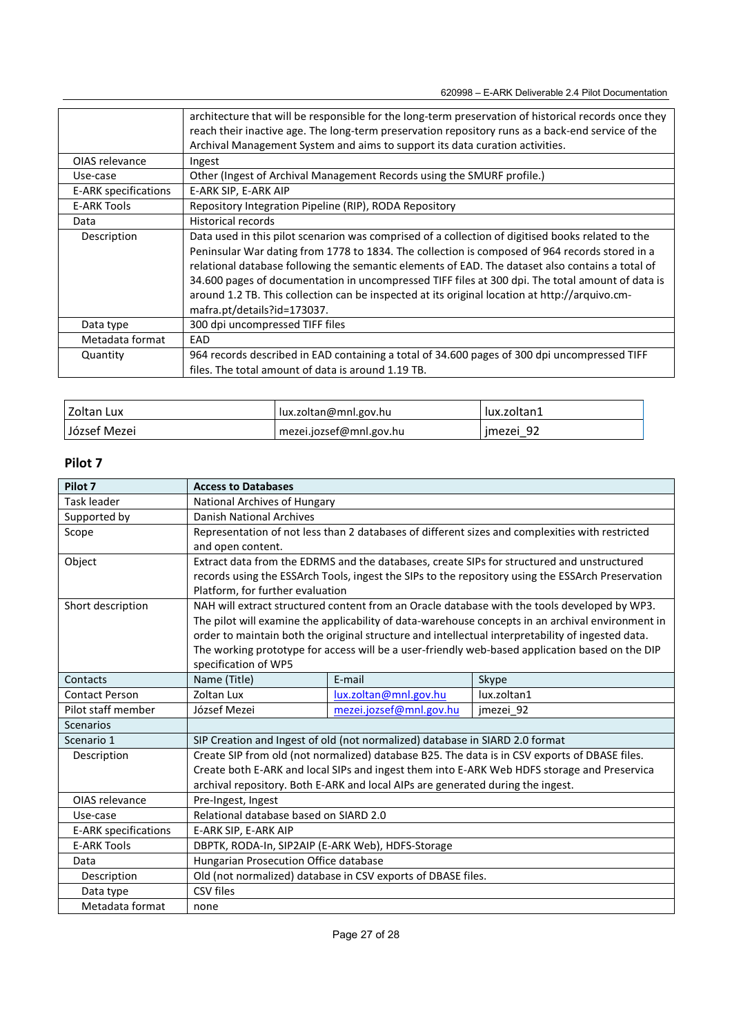| | |
|---|---|
| | architecture that will be responsible for the long-term preservation of historical records once they reach their inactive age. The long-term preservation repository runs as a back-end service of the Archival Management System and aims to support its data curation activities. |
| OIAS relevance | Ingest |
| Use-case | Other (Ingest of Archival Management Records using the SMURF profile.) |
| E-ARK specifications | E-ARK SIP, E-ARK AIP |
| E-ARK Tools | Repository Integration Pipeline (RIP), RODA Repository |
| Data | Historical records |
| Description | Data used in this pilot scenarion was comprised of a collection of digitised books related to the Peninsular War dating from 1778 to 1834. The collection is composed of 964 records stored in a relational database following the semantic elements of EAD. The dataset also contains a total of 34.600 pages of documentation in uncompressed TIFF files at 300 dpi. The total amount of data is around 1.2 TB. This collection can be inspected at its original location at http://arquivo.cm-mafra.pt/details?id=173037. |
| Data type | 300 dpi uncompressed TIFF files |
| Metadata format | EAD |
| Quantity | 964 records described in EAD containing a total of 34.600 pages of 300 dpi uncompressed TIFF files. The total amount of data is around 1.19 TB. |

| | | |
|---|---|---|
| Zoltan Lux | lux.zoltan@mnl.gov.hu | lux.zoltan1 |
| József Mezei | mezei.jozsef@mnl.gov.hu | jmezei_92 |

## Pilot 7

| Pilot 7 | Access to Databases | | |
|---|---|---|---|
| Task leader | National Archives of Hungary | | |
| Supported by | Danish National Archives | | |
| Scope | Representation of not less than 2 databases of different sizes and complexities with restricted and open content. | | |
| Object | Extract data from the EDRMS and the databases, create SIPs for structured and unstructured records using the ESSArch Tools, ingest the SIPs to the repository using the ESSArch Preservation Platform, for further evaluation | | |
| Short description | NAH will extract structured content from an Oracle database with the tools developed by WP3. The pilot will examine the applicability of data-warehouse concepts in an archival environment in order to maintain both the original structure and intellectual interpretability of ingested data. The working prototype for access will be a user-friendly web-based application based on the DIP specification of WP5 | | |
| Contacts | Name (Title) | E-mail | Skype |
| Contact Person | Zoltan Lux | lux.zoltan@mnl.gov.hu | lux.zoltan1 |
| Pilot staff member | József Mezei | mezei.jozsef@mnl.gov.hu | jmezei_92 |
| Scenarios | | | |
| Scenario 1 | SIP Creation and Ingest of old (not normalized) database in SIARD 2.0 format | | |
| Description | Create SIP from old (not normalized) database B25. The data is in CSV exports of DBASE files. Create both E-ARK and local SIPs and ingest them into E-ARK Web HDFS storage and Preservica archival repository. Both E-ARK and local AIPs are generated during the ingest. | | |
| OIAS relevance | Pre-Ingest, Ingest | | |
| Use-case | Relational database based on SIARD 2.0 | | |
| E-ARK specifications | E-ARK SIP, E-ARK AIP | | |
| E-ARK Tools | DBPTK, RODA-In, SIP2AIP (E-ARK Web), HDFS-Storage | | |
| Data | Hungarian Prosecution Office database | | |
| Description | Old (not normalized) database in CSV exports of DBASE files. | | |
| Data type | CSV files | | |
| Metadata format | none | | |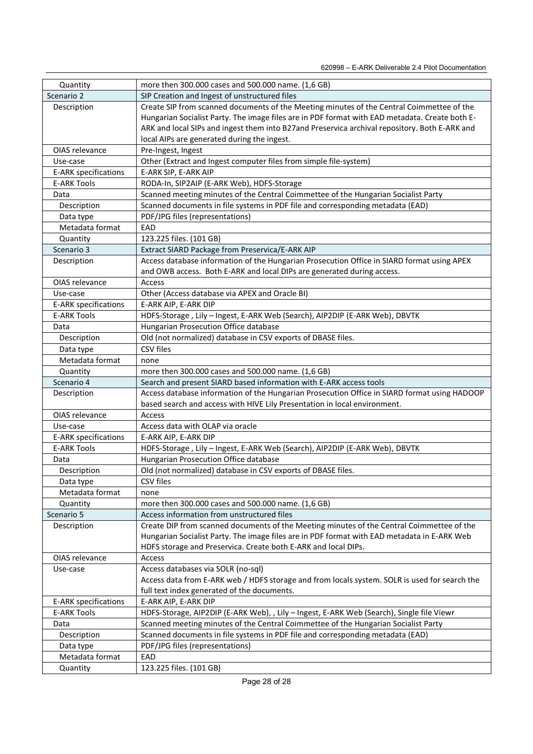| | |
|---|---|
| Quantity | more then 300.000 cases and 500.000 name. (1,6 GB) |
| Scenario 2 | SIP Creation and Ingest of unstructured files |
| Description | Create SIP from scanned documents of the Meeting minutes of the Central Coimmettee of the Hungarian Socialist Party. The image files are in PDF format with EAD metadata. Create both E-ARK and local SIPs and ingest them into B27and Preservica archival repository. Both E-ARK and local AIPs are generated during the ingest. |
| OIAS relevance | Pre-Ingest, Ingest |
| Use-case | Other (Extract and Ingest computer files from simple file-system) |
| E-ARK specifications | E-ARK SIP, E-ARK AIP |
| E-ARK Tools | RODA-In, SIP2AIP (E-ARK Web), HDFS-Storage |
| Data | Scanned meeting minutes of the Central Coimmettee of the Hungarian Socialist Party |
| Description | Scanned documents in file systems in PDF file and corresponding metadata (EAD) |
| Data type | PDF/JPG files (representations) |
| Metadata format | EAD |
| Quantity | 123.225 files. (101 GB) |
| Scenario 3 | Extract SIARD Package from Preservica/E-ARK AIP |
| Description | Access database information of the Hungarian Prosecution Office in SIARD format using APEX and OWB access. Both E-ARK and local DIPs are generated during access. |
| OIAS relevance | Access |
| Use-case | Other (Access database via APEX and Oracle BI) |
| E-ARK specifications | E-ARK AIP, E-ARK DIP |
| E-ARK Tools | HDFS-Storage , Lily – Ingest, E-ARK Web (Search), AIP2DIP (E-ARK Web), DBVTK |
| Data | Hungarian Prosecution Office database |
| Description | Old (not normalized) database in CSV exports of DBASE files. |
| Data type | CSV files |
| Metadata format | none |
| Quantity | more then 300.000 cases and 500.000 name. (1,6 GB) |
| Scenario 4 | Search and present SIARD based information with E-ARK access tools |
| Description | Access database information of the Hungarian Prosecution Office in SIARD format using HADOOP based search and access with HIVE Lily Presentation in local environment. |
| OIAS relevance | Access |
| Use-case | Access data with OLAP via oracle |
| E-ARK specifications | E-ARK AIP, E-ARK DIP |
| E-ARK Tools | HDFS-Storage , Lily – Ingest, E-ARK Web (Search), AIP2DIP (E-ARK Web), DBVTK |
| Data | Hungarian Prosecution Office database |
| Description | Old (not normalized) database in CSV exports of DBASE files. |
| Data type | CSV files |
| Metadata format | none |
| Quantity | more then 300.000 cases and 500.000 name. (1,6 GB) |
| Scenario 5 | Access information from unstructured files |
| Description | Create DIP from scanned documents of the Meeting minutes of the Central Coimmettee of the Hungarian Socialist Party. The image files are in PDF format with EAD metadata in E-ARK Web HDFS storage and Preservica. Create both E-ARK and local DIPs. |
| OIAS relevance | Access |
| Use-case | Access databases via SOLR (no-sql)<br>Access data from E-ARK web / HDFS storage and from locals system. SOLR is used for search the full text index generated of the documents. |
| E-ARK specifications | E-ARK AIP, E-ARK DIP |
| E-ARK Tools | HDFS-Storage, AIP2DIP (E-ARK Web), , Lily – Ingest, E-ARK Web (Search), Single file Viewr |
| Data | Scanned meeting minutes of the Central Coimmettee of the Hungarian Socialist Party |
| Description | Scanned documents in file systems in PDF file and corresponding metadata (EAD) |
| Data type | PDF/JPG files (representations) |
| Metadata format | EAD |
| Quantity | 123.225 files. (101 GB) |